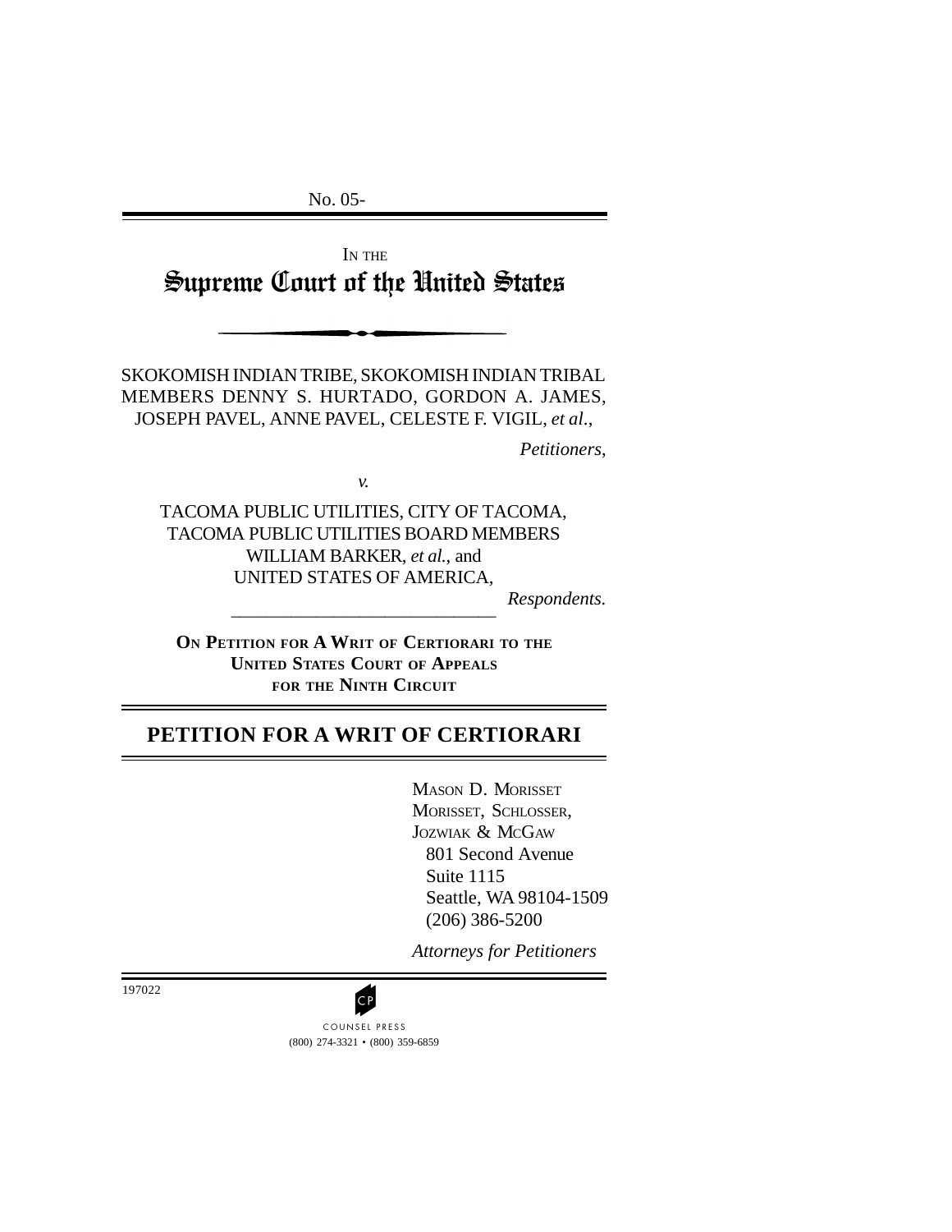No. 05-

IN THE

# Supreme Court of the United States

SKOKOMISH INDIAN TRIBE, SKOKOMISH INDIAN TRIBAL MEMBERS DENNY S. HURTADO, GORDON A. JAMES, JOSEPH PAVEL, ANNE PAVEL, CELESTE F. VIGIL, *et al*.,

*Petitioners*,

*v.*

TACOMA PUBLIC UTILITIES, CITY OF TACOMA, TACOMA PUBLIC UTILITIES BOARD MEMBERS WILLIAM BARKER, *et al.*, and UNITED STATES OF AMERICA,

*Respondents.*

**ON PETITION FOR A WRIT OF CERTIORARI TO THE UNITED STATES COURT OF APPEALS FOR THE NINTH CIRCUIT**

## PETITION FOR A WRIT OF CERTIORARI

MASON D. MORISSET
MORISSET, SCHLOSSER, JOZWIAK & MCGAW
801 Second Avenue
Suite 1115
Seattle, WA 98104-1509
(206) 386-5200

*Attorneys for Petitioners*

197022

COUNSEL PRESS
(800) 274-3321 • (800) 359-6859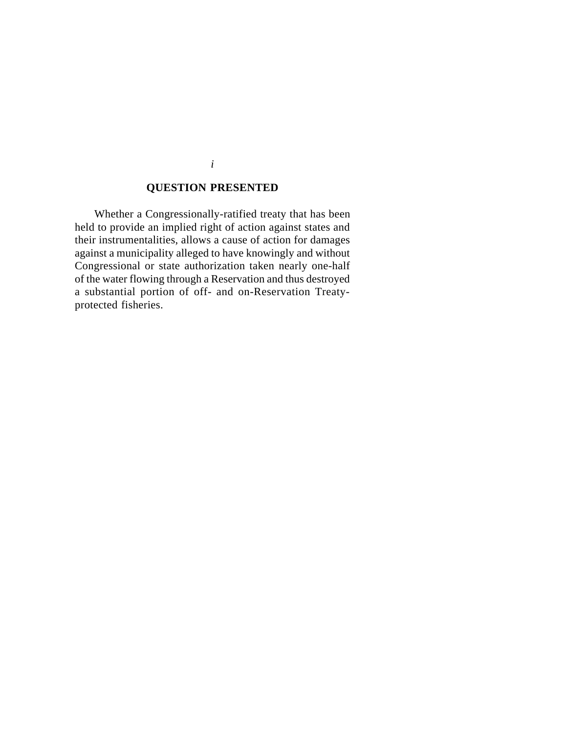## QUESTION PRESENTED

Whether a Congressionally-ratified treaty that has been held to provide an implied right of action against states and their instrumentalities, allows a cause of action for damages against a municipality alleged to have knowingly and without Congressional or state authorization taken nearly one-half of the water flowing through a Reservation and thus destroyed a substantial portion of off- and on-Reservation Treaty-protected fisheries.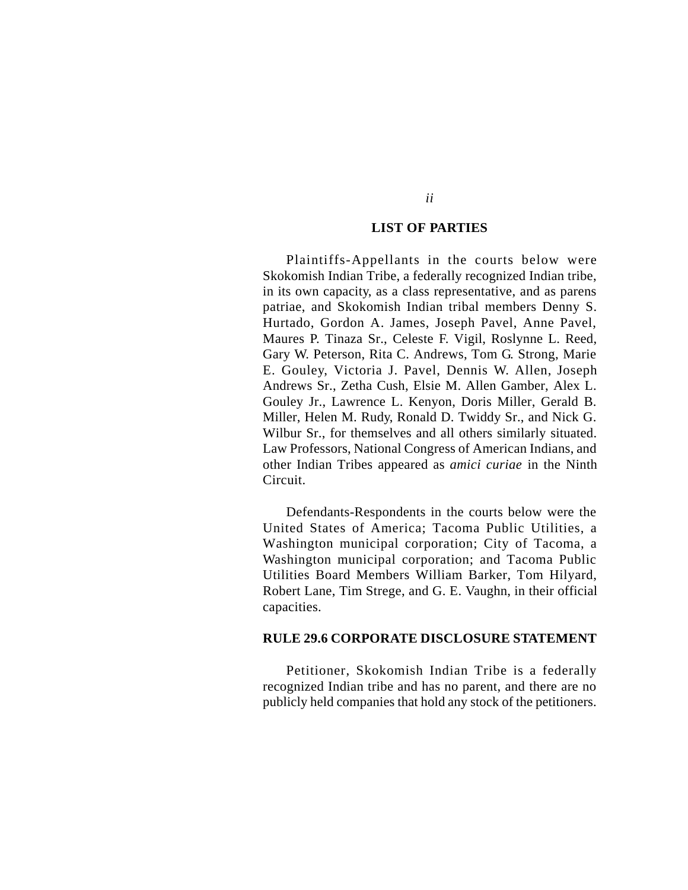## LIST OF PARTIES

Plaintiffs-Appellants in the courts below were Skokomish Indian Tribe, a federally recognized Indian tribe, in its own capacity, as a class representative, and as parens patriae, and Skokomish Indian tribal members Denny S. Hurtado, Gordon A. James, Joseph Pavel, Anne Pavel, Maures P. Tinaza Sr., Celeste F. Vigil, Roslynne L. Reed, Gary W. Peterson, Rita C. Andrews, Tom G. Strong, Marie E. Gouley, Victoria J. Pavel, Dennis W. Allen, Joseph Andrews Sr., Zetha Cush, Elsie M. Allen Gamber, Alex L. Gouley Jr., Lawrence L. Kenyon, Doris Miller, Gerald B. Miller, Helen M. Rudy, Ronald D. Twiddy Sr., and Nick G. Wilbur Sr., for themselves and all others similarly situated. Law Professors, National Congress of American Indians, and other Indian Tribes appeared as *amici curiae* in the Ninth Circuit.

Defendants-Respondents in the courts below were the United States of America; Tacoma Public Utilities, a Washington municipal corporation; City of Tacoma, a Washington municipal corporation; and Tacoma Public Utilities Board Members William Barker, Tom Hilyard, Robert Lane, Tim Strege, and G. E. Vaughn, in their official capacities.

## RULE 29.6 CORPORATE DISCLOSURE STATEMENT

Petitioner, Skokomish Indian Tribe is a federally recognized Indian tribe and has no parent, and there are no publicly held companies that hold any stock of the petitioners.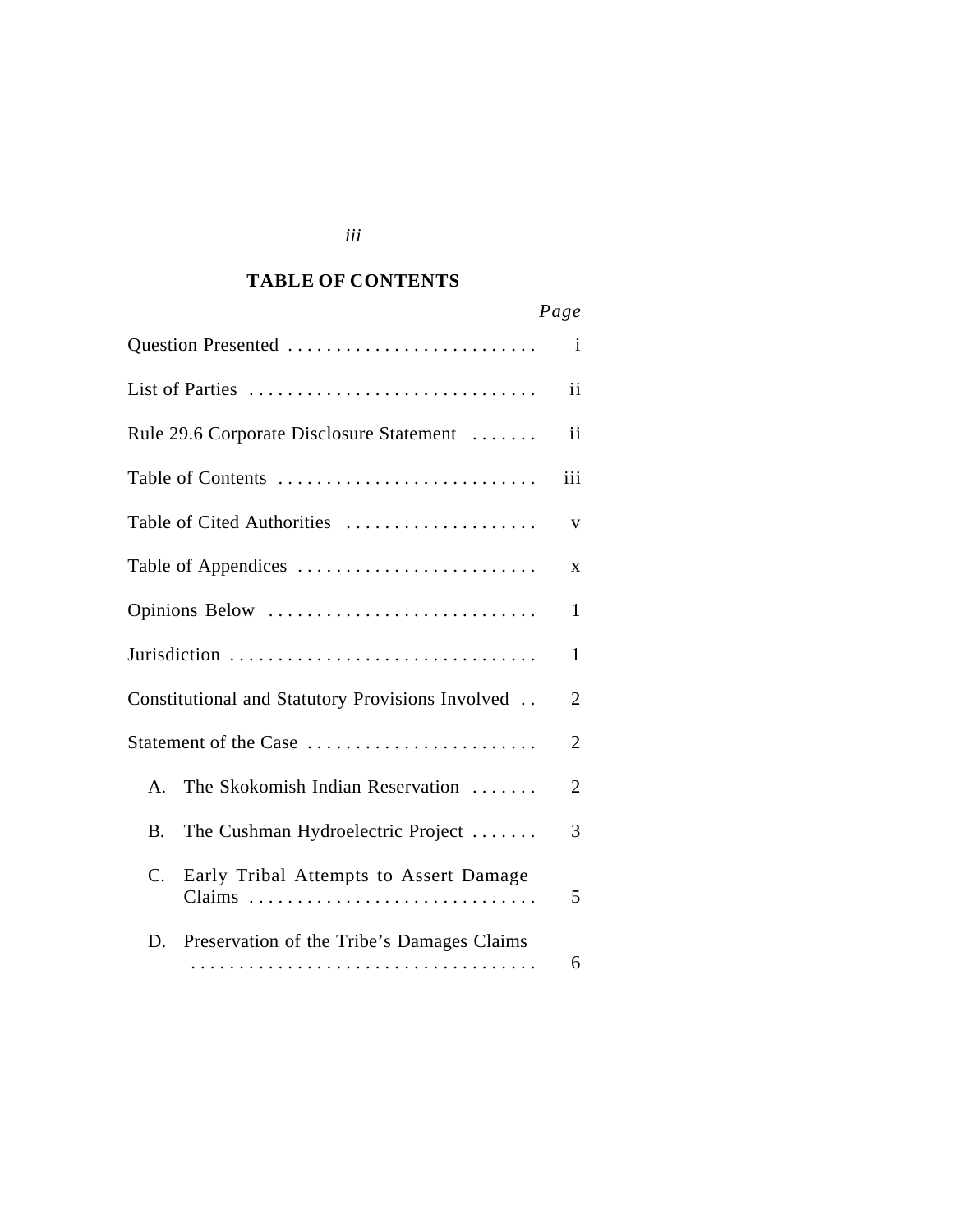## TABLE OF CONTENTS

| | *Page* |
|---|---|
| Question Presented | i |
| List of Parties | ii |
| Rule 29.6 Corporate Disclosure Statement | ii |
| Table of Contents | iii |
| Table of Cited Authorities | v |
| Table of Appendices | x |
| Opinions Below | 1 |
| Jurisdiction | 1 |
| Constitutional and Statutory Provisions Involved | 2 |
| Statement of the Case | 2 |
| A. The Skokomish Indian Reservation | 2 |
| B. The Cushman Hydroelectric Project | 3 |
| C. Early Tribal Attempts to Assert Damage Claims | 5 |
| D. Preservation of the Tribe's Damages Claims | 6 |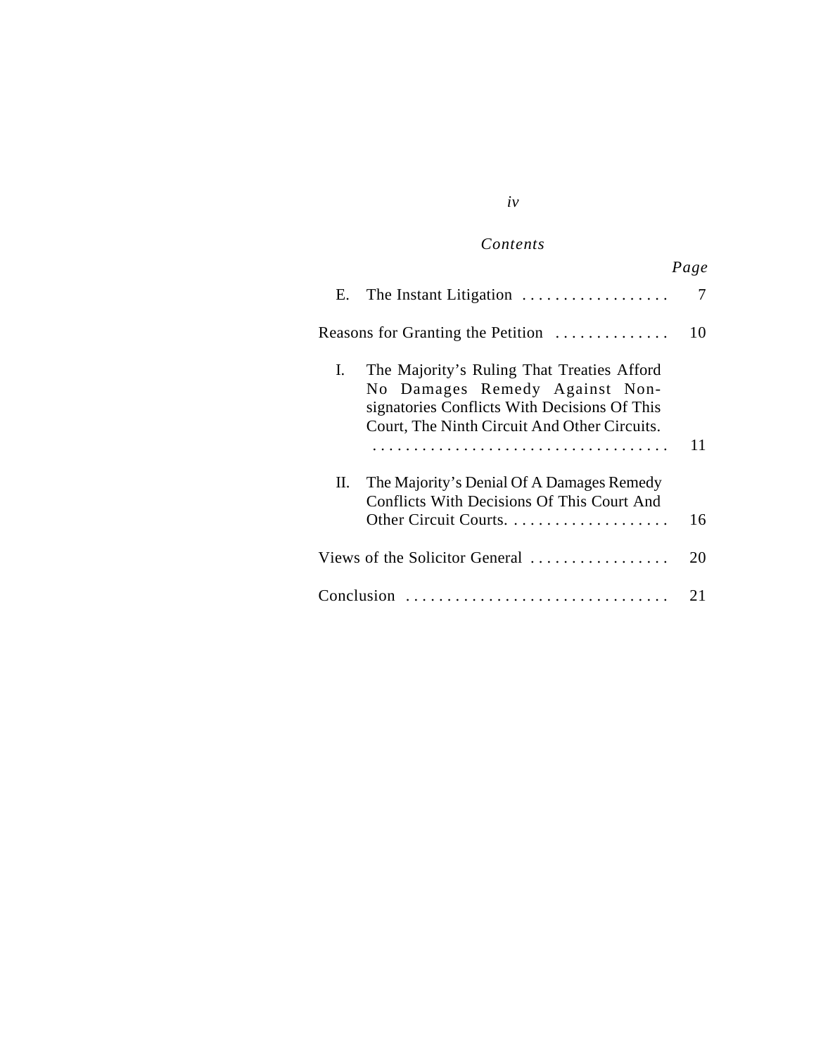*Contents*

| | Page |
|---|---|
| E. The Instant Litigation | 7 |
| Reasons for Granting the Petition | 10 |
| I. The Majority's Ruling That Treaties Afford No Damages Remedy Against Non-signatories Conflicts With Decisions Of This Court, The Ninth Circuit And Other Circuits. | 11 |
| II. The Majority's Denial Of A Damages Remedy Conflicts With Decisions Of This Court And Other Circuit Courts. | 16 |
| Views of the Solicitor General | 20 |
| Conclusion | 21 |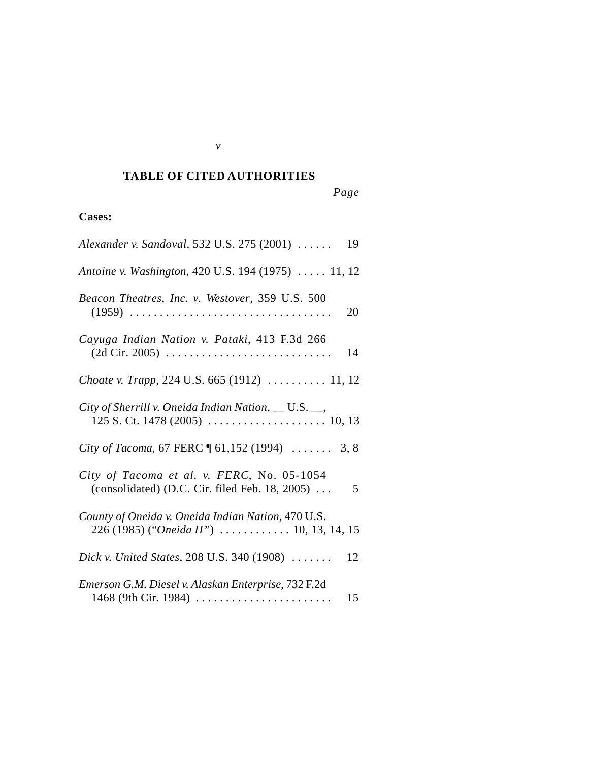## TABLE OF CITED AUTHORITIES

*Page*

**Cases:**

*Alexander v. Sandoval*, 532 U.S. 275 (2001) . . . . . . 19

*Antoine v. Washington*, 420 U.S. 194 (1975) . . . . . 11, 12

*Beacon Theatres, Inc. v. Westover*, 359 U.S. 500 (1959) . . . . . . . . . . . . . . . . . . . . . . . . . . . . . . . . . . 20

*Cayuga Indian Nation v. Pataki*, 413 F.3d 266 (2d Cir. 2005) . . . . . . . . . . . . . . . . . . . . . . . . . . . . 14

*Choate v. Trapp*, 224 U.S. 665 (1912) . . . . . . . . . . 11, 12

*City of Sherrill v. Oneida Indian Nation*, __ U.S. __, 125 S. Ct. 1478 (2005) . . . . . . . . . . . . . . . . . . . . 10, 13

*City of Tacoma*, 67 FERC ¶ 61,152 (1994) . . . . . . . 3, 8

*City of Tacoma et al. v. FERC*, No. 05-1054 (consolidated) (D.C. Cir. filed Feb. 18, 2005) . . . 5

*County of Oneida v. Oneida Indian Nation*, 470 U.S. 226 (1985) ("*Oneida II*") . . . . . . . . . . . . 10, 13, 14, 15

*Dick v. United States*, 208 U.S. 340 (1908) . . . . . . . 12

*Emerson G.M. Diesel v. Alaskan Enterprise*, 732 F.2d 1468 (9th Cir. 1984) . . . . . . . . . . . . . . . . . . . . . . . 15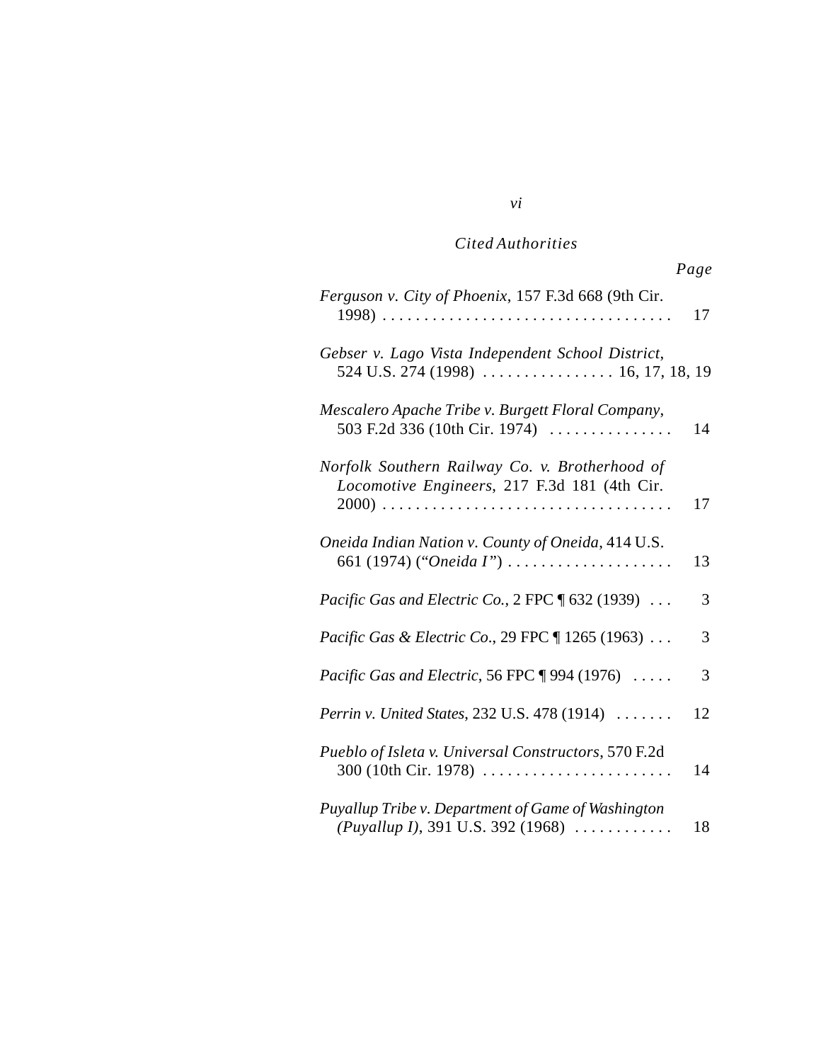*Cited Authorities*

*Page*

*Ferguson v. City of Phoenix*, 157 F.3d 668 (9th Cir. 1998) . . . . . . . . . . . . . . . . . . . . . . . . . . . . . . . . . . . 17

*Gebser v. Lago Vista Independent School District*, 524 U.S. 274 (1998) . . . . . . . . . . . . . . . . 16, 17, 18, 19

*Mescalero Apache Tribe v. Burgett Floral Company*, 503 F.2d 336 (10th Cir. 1974) . . . . . . . . . . . . . . . 14

*Norfolk Southern Railway Co. v. Brotherhood of Locomotive Engineers*, 217 F.3d 181 (4th Cir. 2000) . . . . . . . . . . . . . . . . . . . . . . . . . . . . . . . . . . . 17

*Oneida Indian Nation v. County of Oneida*, 414 U.S. 661 (1974) ("*Oneida I*") . . . . . . . . . . . . . . . . . . . . 13

*Pacific Gas and Electric Co.*, 2 FPC ¶ 632 (1939) . . . 3

*Pacific Gas & Electric Co.*, 29 FPC ¶ 1265 (1963) . . . 3

*Pacific Gas and Electric*, 56 FPC ¶ 994 (1976) . . . . . 3

*Perrin v. United States*, 232 U.S. 478 (1914) . . . . . . . 12

*Pueblo of Isleta v. Universal Constructors*, 570 F.2d 300 (10th Cir. 1978) . . . . . . . . . . . . . . . . . . . . . . . 14

*Puyallup Tribe v. Department of Game of Washington (Puyallup I)*, 391 U.S. 392 (1968) . . . . . . . . . . . . 18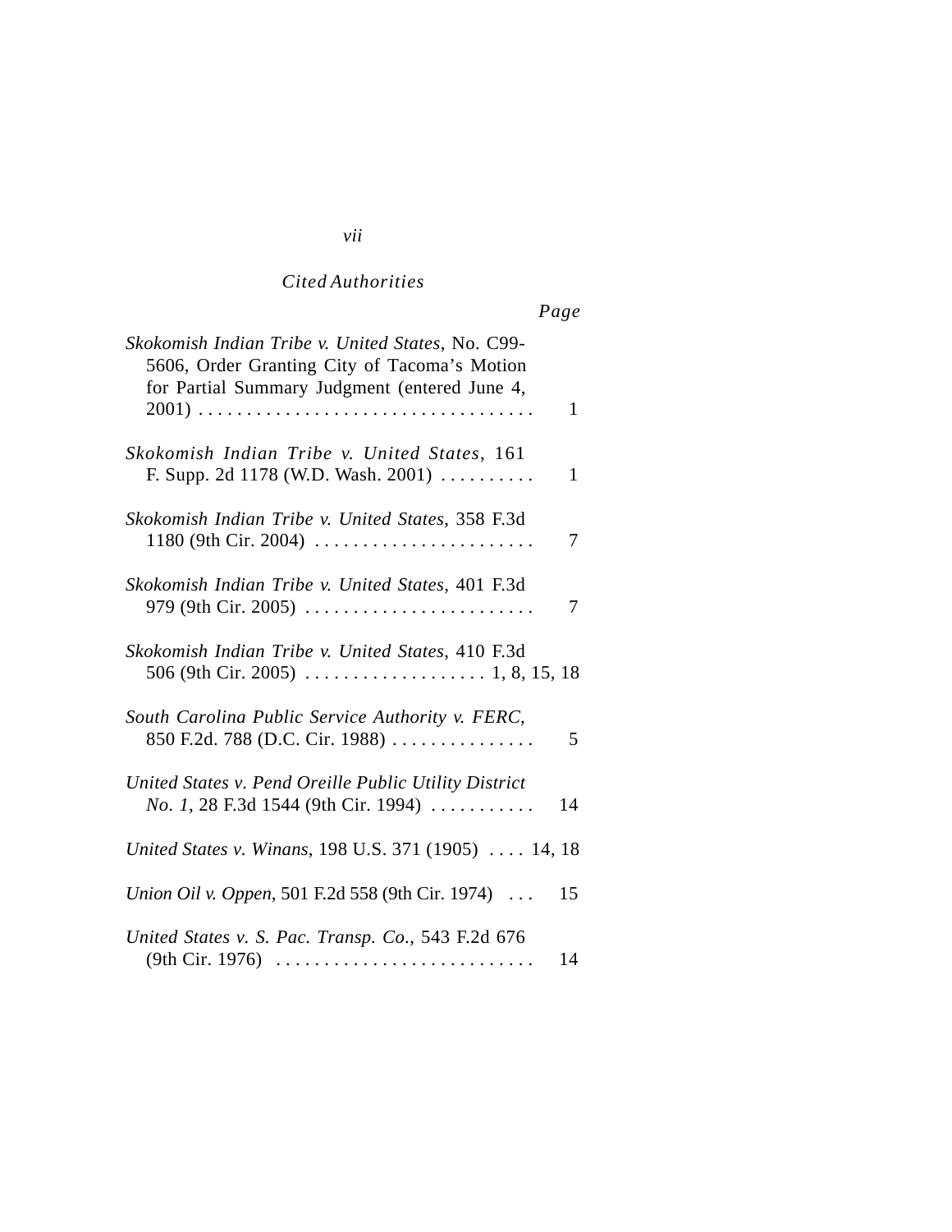*Cited Authorities*

*Page*

*Skokomish Indian Tribe v. United States*, No. C99-5606, Order Granting City of Tacoma's Motion for Partial Summary Judgment (entered June 4, 2001) . . . . . . . . . . . . . . . . . . . . . . . . . . . . . . . . . . 1

*Skokomish Indian Tribe v. United States*, 161 F. Supp. 2d 1178 (W.D. Wash. 2001) . . . . . . . . . . 1

*Skokomish Indian Tribe v. United States*, 358 F.3d 1180 (9th Cir. 2004) . . . . . . . . . . . . . . . . . . . . . . . 7

*Skokomish Indian Tribe v. United States*, 401 F.3d 979 (9th Cir. 2005) . . . . . . . . . . . . . . . . . . . . . . . . 7

*Skokomish Indian Tribe v. United States*, 410 F.3d 506 (9th Cir. 2005) . . . . . . . . . . . . . . . . . . . 1, 8, 15, 18

*South Carolina Public Service Authority v. FERC*, 850 F.2d. 788 (D.C. Cir. 1988) . . . . . . . . . . . . . . . 5

*United States v. Pend Oreille Public Utility District No. 1*, 28 F.3d 1544 (9th Cir. 1994) . . . . . . . . . . . 14

*United States v. Winans*, 198 U.S. 371 (1905) . . . . 14, 18

*Union Oil v. Oppen*, 501 F.2d 558 (9th Cir. 1974) . . . 15

*United States v. S. Pac. Transp. Co.*, 543 F.2d 676 (9th Cir. 1976) . . . . . . . . . . . . . . . . . . . . . . . . . . . 14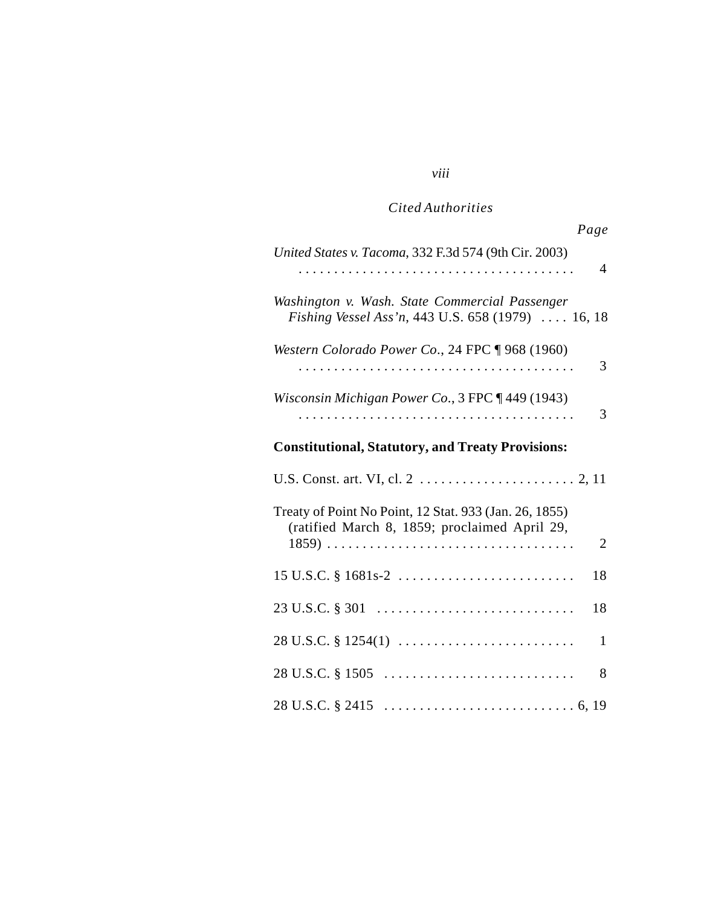*Cited Authorities*

*Page*

*United States v. Tacoma*, 332 F.3d 574 (9th Cir. 2003) . . . . . . . . . . . . . . . . . . . . . . . . . . . . . . . . . . . . . . . 4

*Washington v. Wash. State Commercial Passenger Fishing Vessel Ass'n*, 443 U.S. 658 (1979) . . . . 16, 18

*Western Colorado Power Co.*, 24 FPC ¶ 968 (1960) . . . . . . . . . . . . . . . . . . . . . . . . . . . . . . . . . . . . . . . 3

*Wisconsin Michigan Power Co.*, 3 FPC ¶ 449 (1943) . . . . . . . . . . . . . . . . . . . . . . . . . . . . . . . . . . . . . . . 3

**Constitutional, Statutory, and Treaty Provisions:**

U.S. Const. art. VI, cl. 2 . . . . . . . . . . . . . . . . . . . . . . 2, 11

Treaty of Point No Point, 12 Stat. 933 (Jan. 26, 1855) (ratified March 8, 1859; proclaimed April 29, 1859) . . . . . . . . . . . . . . . . . . . . . . . . . . . . . . . . . . . 2

15 U.S.C. § 1681s-2 . . . . . . . . . . . . . . . . . . . . . . . . . 18

23 U.S.C. § 301 . . . . . . . . . . . . . . . . . . . . . . . . . . . . 18

28 U.S.C. § 1254(1) . . . . . . . . . . . . . . . . . . . . . . . . . 1

28 U.S.C. § 1505 . . . . . . . . . . . . . . . . . . . . . . . . . . . 8

28 U.S.C. § 2415 . . . . . . . . . . . . . . . . . . . . . . . . . . . 6, 19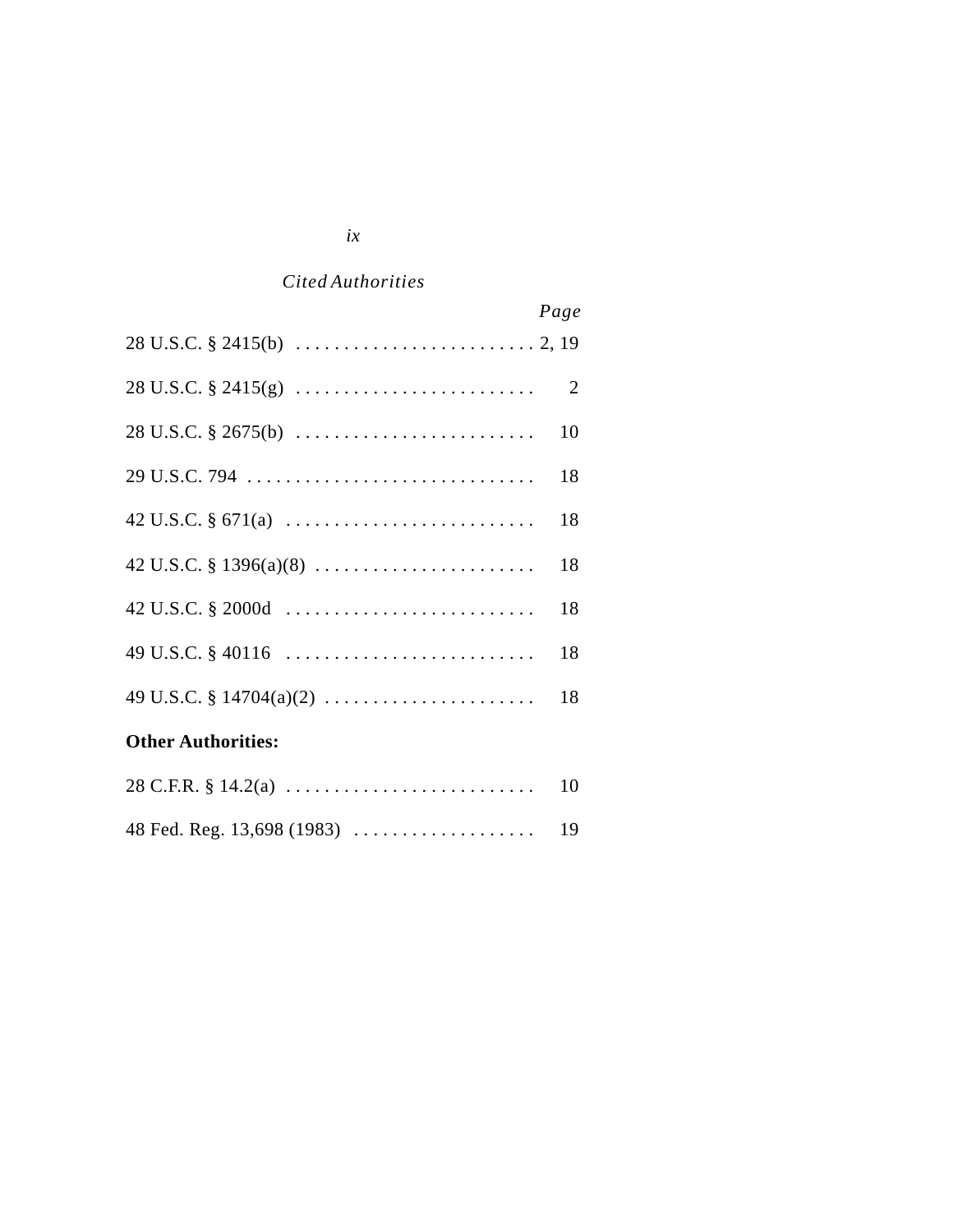*Cited Authorities*

| | *Page* |
|---|---|
| 28 U.S.C. § 2415(b) | 2, 19 |
| 28 U.S.C. § 2415(g) | 2 |
| 28 U.S.C. § 2675(b) | 10 |
| 29 U.S.C. 794 | 18 |
| 42 U.S.C. § 671(a) | 18 |
| 42 U.S.C. § 1396(a)(8) | 18 |
| 42 U.S.C. § 2000d | 18 |
| 49 U.S.C. § 40116 | 18 |
| 49 U.S.C. § 14704(a)(2) | 18 |

**Other Authorities:**

| | |
|---|---|
| 28 C.F.R. § 14.2(a) | 10 |
| 48 Fed. Reg. 13,698 (1983) | 19 |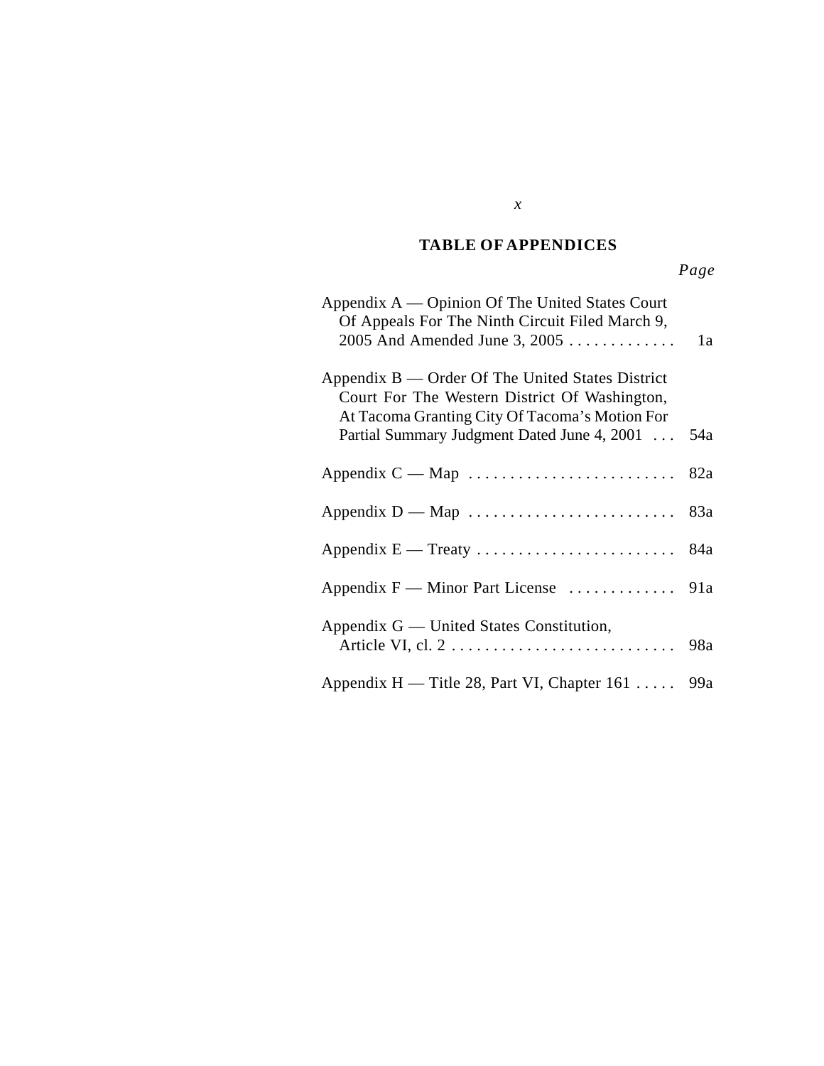## TABLE OF APPENDICES

| | *Page* |
|---|---|
| Appendix A — Opinion Of The United States Court Of Appeals For The Ninth Circuit Filed March 9, 2005 And Amended June 3, 2005 | 1a |
| Appendix B — Order Of The United States District Court For The Western District Of Washington, At Tacoma Granting City Of Tacoma's Motion For Partial Summary Judgment Dated June 4, 2001 | 54a |
| Appendix C — Map | 82a |
| Appendix D — Map | 83a |
| Appendix E — Treaty | 84a |
| Appendix F — Minor Part License | 91a |
| Appendix G — United States Constitution, Article VI, cl. 2 | 98a |
| Appendix H — Title 28, Part VI, Chapter 161 | 99a |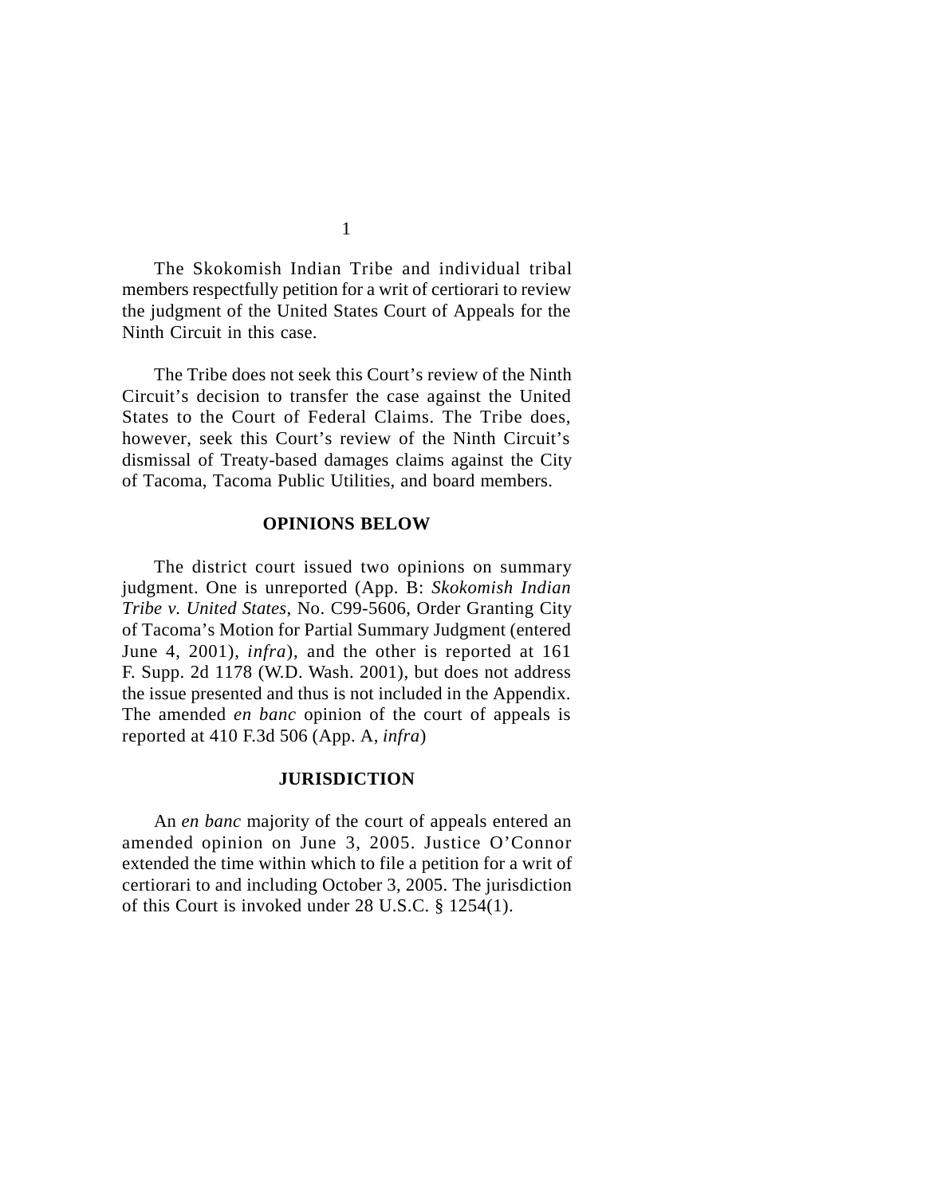The Skokomish Indian Tribe and individual tribal members respectfully petition for a writ of certiorari to review the judgment of the United States Court of Appeals for the Ninth Circuit in this case.

The Tribe does not seek this Court's review of the Ninth Circuit's decision to transfer the case against the United States to the Court of Federal Claims. The Tribe does, however, seek this Court's review of the Ninth Circuit's dismissal of Treaty-based damages claims against the City of Tacoma, Tacoma Public Utilities, and board members.

## OPINIONS BELOW

The district court issued two opinions on summary judgment. One is unreported (App. B: *Skokomish Indian Tribe v. United States*, No. C99-5606, Order Granting City of Tacoma's Motion for Partial Summary Judgment (entered June 4, 2001), *infra*), and the other is reported at 161 F. Supp. 2d 1178 (W.D. Wash. 2001), but does not address the issue presented and thus is not included in the Appendix. The amended *en banc* opinion of the court of appeals is reported at 410 F.3d 506 (App. A, *infra*)

## JURISDICTION

An *en banc* majority of the court of appeals entered an amended opinion on June 3, 2005. Justice O'Connor extended the time within which to file a petition for a writ of certiorari to and including October 3, 2005. The jurisdiction of this Court is invoked under 28 U.S.C. § 1254(1).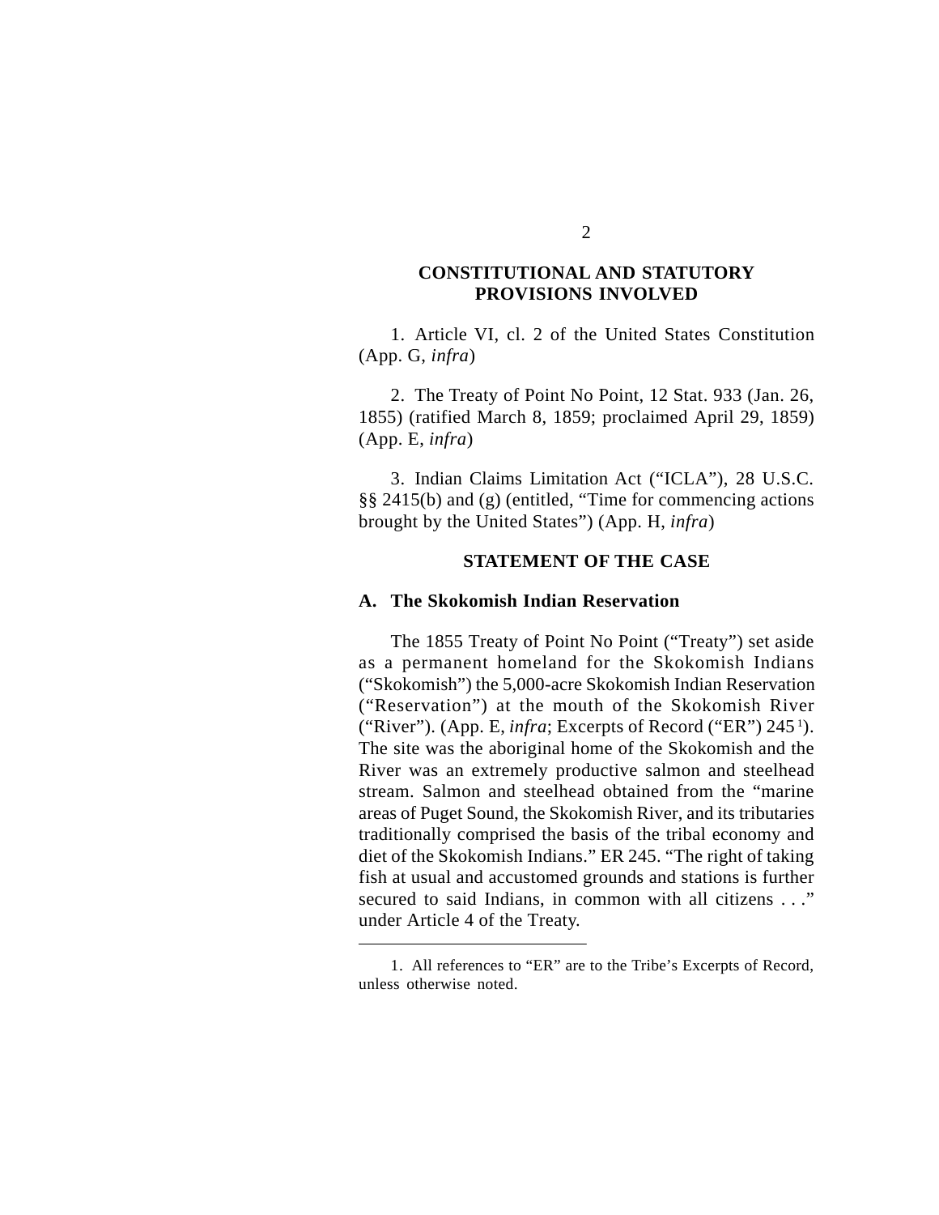## CONSTITUTIONAL AND STATUTORY PROVISIONS INVOLVED

1. Article VI, cl. 2 of the United States Constitution (App. G, *infra*)

2. The Treaty of Point No Point, 12 Stat. 933 (Jan. 26, 1855) (ratified March 8, 1859; proclaimed April 29, 1859) (App. E, *infra*)

3. Indian Claims Limitation Act ("ICLA"), 28 U.S.C. §§ 2415(b) and (g) (entitled, "Time for commencing actions brought by the United States") (App. H, *infra*)

## STATEMENT OF THE CASE

### A. The Skokomish Indian Reservation

The 1855 Treaty of Point No Point ("Treaty") set aside as a permanent homeland for the Skokomish Indians ("Skokomish") the 5,000-acre Skokomish Indian Reservation ("Reservation") at the mouth of the Skokomish River ("River"). (App. E, *infra*; Excerpts of Record ("ER") 245[1]). The site was the aboriginal home of the Skokomish and the River was an extremely productive salmon and steelhead stream. Salmon and steelhead obtained from the "marine areas of Puget Sound, the Skokomish River, and its tributaries traditionally comprised the basis of the tribal economy and diet of the Skokomish Indians." ER 245. "The right of taking fish at usual and accustomed grounds and stations is further secured to said Indians, in common with all citizens . . ." under Article 4 of the Treaty.

---

1. All references to "ER" are to the Tribe's Excerpts of Record, unless otherwise noted.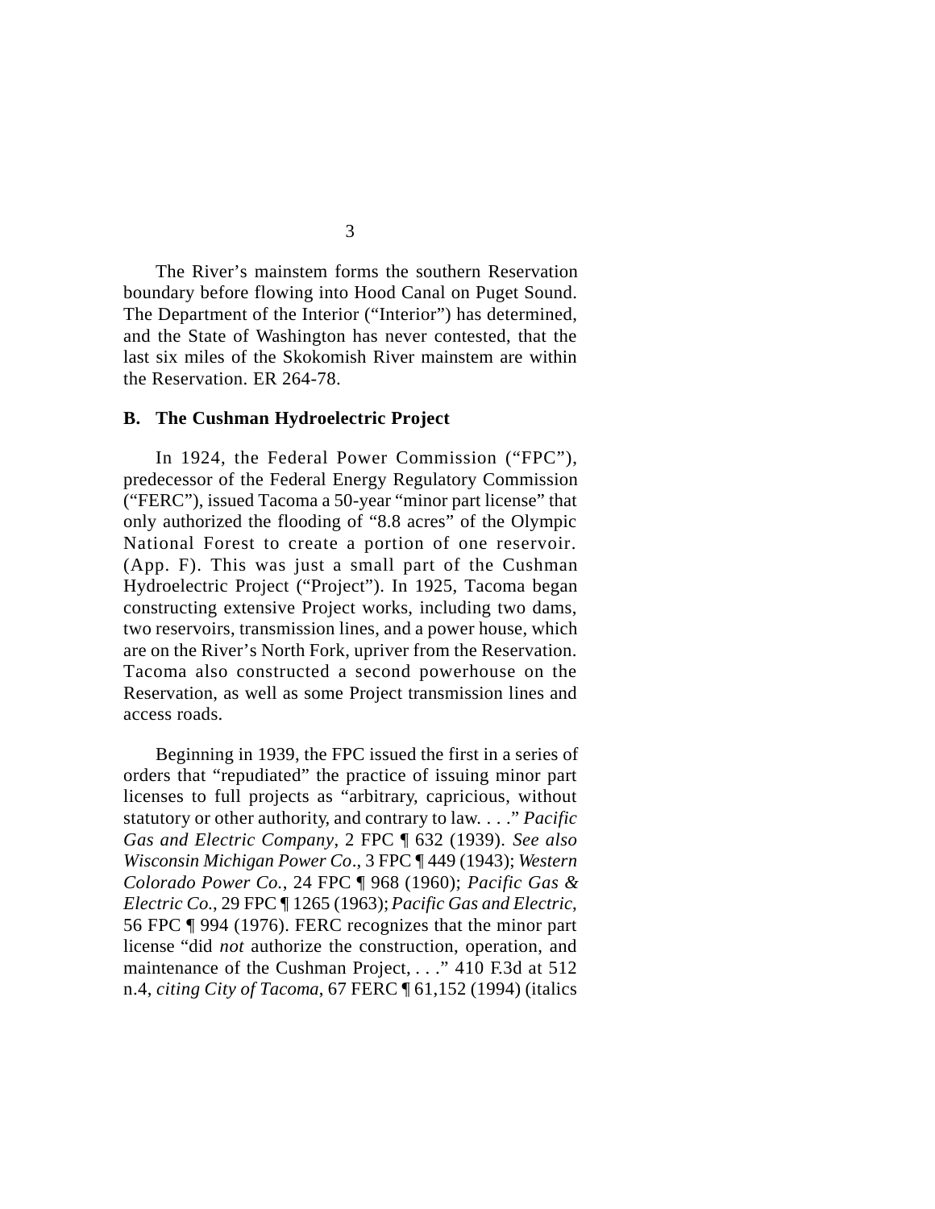The River's mainstem forms the southern Reservation boundary before flowing into Hood Canal on Puget Sound. The Department of the Interior ("Interior") has determined, and the State of Washington has never contested, that the last six miles of the Skokomish River mainstem are within the Reservation. ER 264-78.

### B. The Cushman Hydroelectric Project

In 1924, the Federal Power Commission ("FPC"), predecessor of the Federal Energy Regulatory Commission ("FERC"), issued Tacoma a 50-year "minor part license" that only authorized the flooding of "8.8 acres" of the Olympic National Forest to create a portion of one reservoir. (App. F). This was just a small part of the Cushman Hydroelectric Project ("Project"). In 1925, Tacoma began constructing extensive Project works, including two dams, two reservoirs, transmission lines, and a power house, which are on the River's North Fork, upriver from the Reservation. Tacoma also constructed a second powerhouse on the Reservation, as well as some Project transmission lines and access roads.

Beginning in 1939, the FPC issued the first in a series of orders that "repudiated" the practice of issuing minor part licenses to full projects as "arbitrary, capricious, without statutory or other authority, and contrary to law. . . ." *Pacific Gas and Electric Company*, 2 FPC ¶ 632 (1939). *See also Wisconsin Michigan Power Co*., 3 FPC ¶ 449 (1943); *Western Colorado Power Co.*, 24 FPC ¶ 968 (1960); *Pacific Gas & Electric Co.*, 29 FPC ¶ 1265 (1963); *Pacific Gas and Electric*, 56 FPC ¶ 994 (1976). FERC recognizes that the minor part license "did *not* authorize the construction, operation, and maintenance of the Cushman Project, . . ." 410 F.3d at 512 n.4, *citing City of Tacoma*, 67 FERC ¶ 61,152 (1994) (italics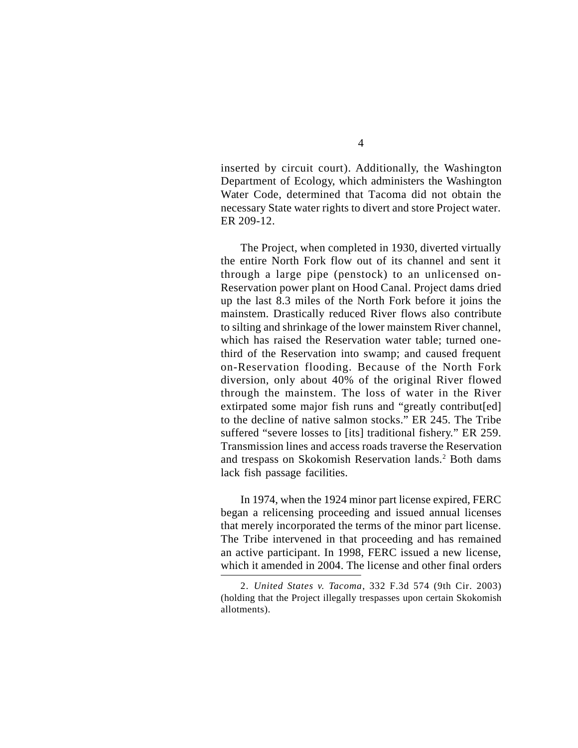inserted by circuit court). Additionally, the Washington Department of Ecology, which administers the Washington Water Code, determined that Tacoma did not obtain the necessary State water rights to divert and store Project water. ER 209-12.

The Project, when completed in 1930, diverted virtually the entire North Fork flow out of its channel and sent it through a large pipe (penstock) to an unlicensed on-Reservation power plant on Hood Canal. Project dams dried up the last 8.3 miles of the North Fork before it joins the mainstem. Drastically reduced River flows also contribute to silting and shrinkage of the lower mainstem River channel, which has raised the Reservation water table; turned one-third of the Reservation into swamp; and caused frequent on-Reservation flooding. Because of the North Fork diversion, only about 40% of the original River flowed through the mainstem. The loss of water in the River extirpated some major fish runs and "greatly contribut[ed] to the decline of native salmon stocks." ER 245. The Tribe suffered "severe losses to [its] traditional fishery." ER 259. Transmission lines and access roads traverse the Reservation and trespass on Skokomish Reservation lands.[2] Both dams lack fish passage facilities.

In 1974, when the 1924 minor part license expired, FERC began a relicensing proceeding and issued annual licenses that merely incorporated the terms of the minor part license. The Tribe intervened in that proceeding and has remained an active participant. In 1998, FERC issued a new license, which it amended in 2004. The license and other final orders

2. *United States v. Tacoma*, 332 F.3d 574 (9th Cir. 2003) (holding that the Project illegally trespasses upon certain Skokomish allotments).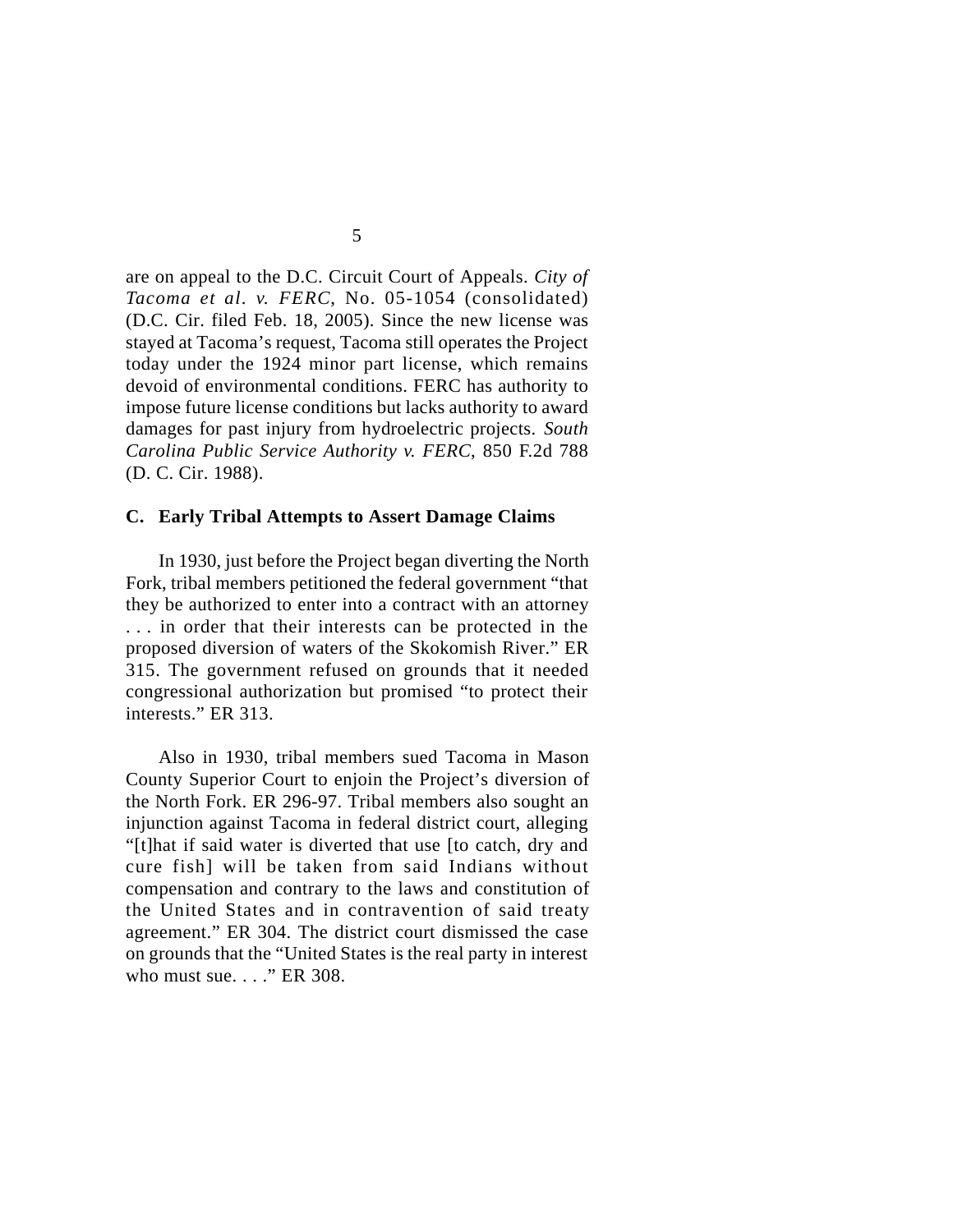are on appeal to the D.C. Circuit Court of Appeals. *City of Tacoma et al. v. FERC*, No. 05-1054 (consolidated) (D.C. Cir. filed Feb. 18, 2005). Since the new license was stayed at Tacoma's request, Tacoma still operates the Project today under the 1924 minor part license, which remains devoid of environmental conditions. FERC has authority to impose future license conditions but lacks authority to award damages for past injury from hydroelectric projects. *South Carolina Public Service Authority v. FERC*, 850 F.2d 788 (D. C. Cir. 1988).

### C. Early Tribal Attempts to Assert Damage Claims

In 1930, just before the Project began diverting the North Fork, tribal members petitioned the federal government "that they be authorized to enter into a contract with an attorney . . . in order that their interests can be protected in the proposed diversion of waters of the Skokomish River." ER 315. The government refused on grounds that it needed congressional authorization but promised "to protect their interests." ER 313.

Also in 1930, tribal members sued Tacoma in Mason County Superior Court to enjoin the Project's diversion of the North Fork. ER 296-97. Tribal members also sought an injunction against Tacoma in federal district court, alleging "[t]hat if said water is diverted that use [to catch, dry and cure fish] will be taken from said Indians without compensation and contrary to the laws and constitution of the United States and in contravention of said treaty agreement." ER 304. The district court dismissed the case on grounds that the "United States is the real party in interest who must sue. . . ." ER 308.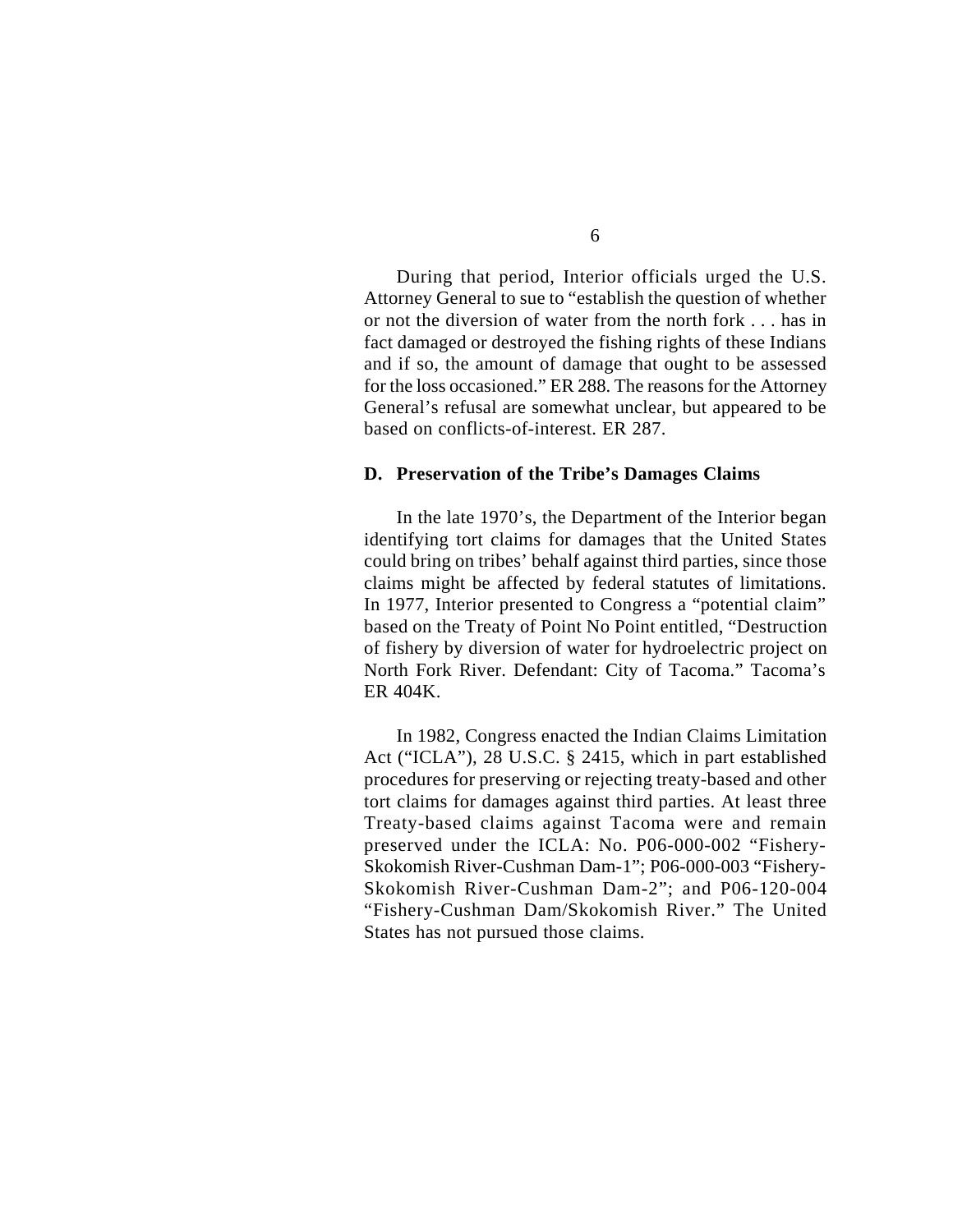During that period, Interior officials urged the U.S. Attorney General to sue to "establish the question of whether or not the diversion of water from the north fork . . . has in fact damaged or destroyed the fishing rights of these Indians and if so, the amount of damage that ought to be assessed for the loss occasioned." ER 288. The reasons for the Attorney General's refusal are somewhat unclear, but appeared to be based on conflicts-of-interest. ER 287.

### D. Preservation of the Tribe's Damages Claims

In the late 1970's, the Department of the Interior began identifying tort claims for damages that the United States could bring on tribes' behalf against third parties, since those claims might be affected by federal statutes of limitations. In 1977, Interior presented to Congress a "potential claim" based on the Treaty of Point No Point entitled, "Destruction of fishery by diversion of water for hydroelectric project on North Fork River. Defendant: City of Tacoma." Tacoma's ER 404K.

In 1982, Congress enacted the Indian Claims Limitation Act ("ICLA"), 28 U.S.C. § 2415, which in part established procedures for preserving or rejecting treaty-based and other tort claims for damages against third parties. At least three Treaty-based claims against Tacoma were and remain preserved under the ICLA: No. P06-000-002 "Fishery-Skokomish River-Cushman Dam-1"; P06-000-003 "Fishery-Skokomish River-Cushman Dam-2"; and P06-120-004 "Fishery-Cushman Dam/Skokomish River." The United States has not pursued those claims.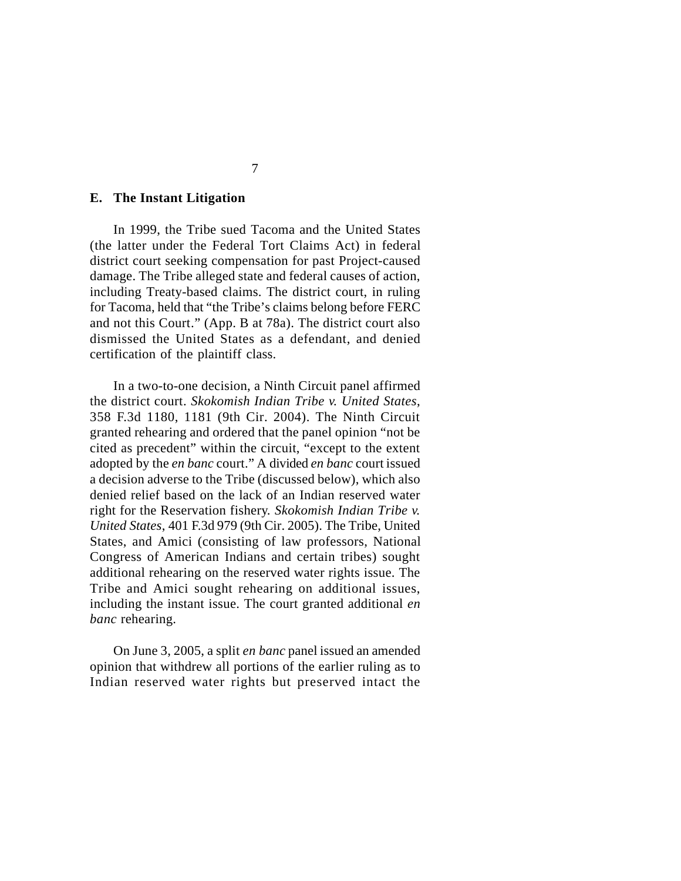### E. The Instant Litigation

In 1999, the Tribe sued Tacoma and the United States (the latter under the Federal Tort Claims Act) in federal district court seeking compensation for past Project-caused damage. The Tribe alleged state and federal causes of action, including Treaty-based claims. The district court, in ruling for Tacoma, held that "the Tribe's claims belong before FERC and not this Court." (App. B at 78a). The district court also dismissed the United States as a defendant, and denied certification of the plaintiff class.

In a two-to-one decision, a Ninth Circuit panel affirmed the district court. *Skokomish Indian Tribe v. United States*, 358 F.3d 1180, 1181 (9th Cir. 2004). The Ninth Circuit granted rehearing and ordered that the panel opinion "not be cited as precedent" within the circuit, "except to the extent adopted by the *en banc* court." A divided *en banc* court issued a decision adverse to the Tribe (discussed below), which also denied relief based on the lack of an Indian reserved water right for the Reservation fishery. *Skokomish Indian Tribe v. United States*, 401 F.3d 979 (9th Cir. 2005). The Tribe, United States, and Amici (consisting of law professors, National Congress of American Indians and certain tribes) sought additional rehearing on the reserved water rights issue. The Tribe and Amici sought rehearing on additional issues, including the instant issue. The court granted additional *en banc* rehearing.

On June 3, 2005, a split *en banc* panel issued an amended opinion that withdrew all portions of the earlier ruling as to Indian reserved water rights but preserved intact the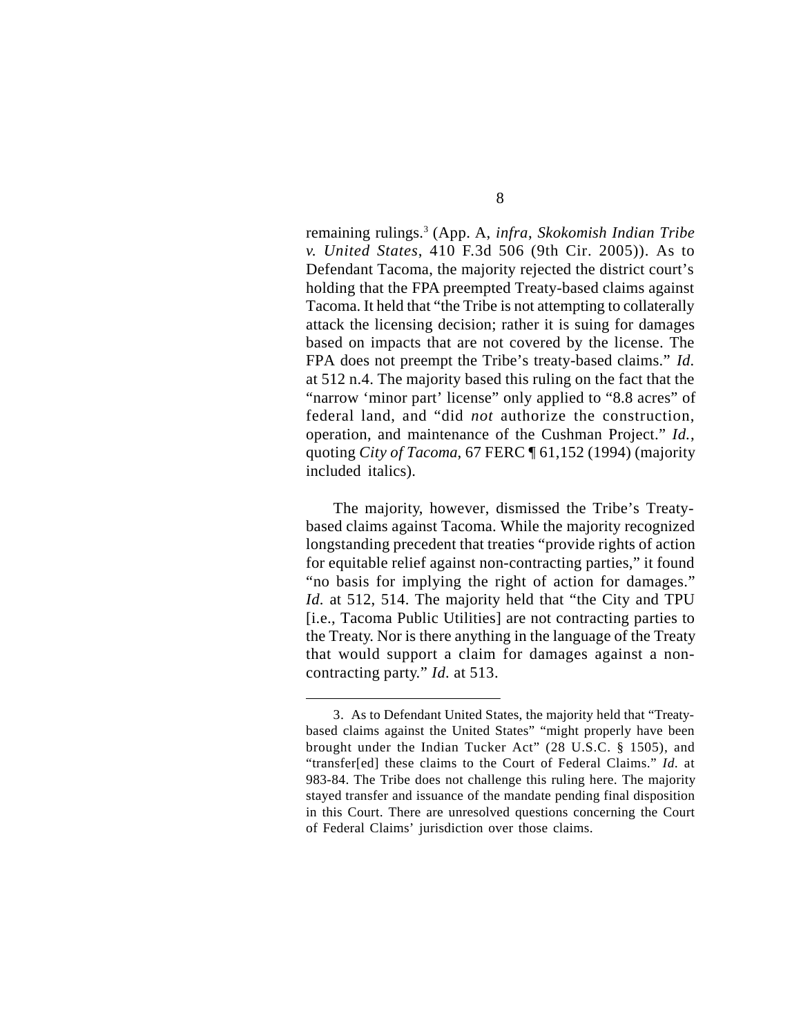remaining rulings.[3] (App. A, *infra*, *Skokomish Indian Tribe v. United States*, 410 F.3d 506 (9th Cir. 2005)). As to Defendant Tacoma, the majority rejected the district court's holding that the FPA preempted Treaty-based claims against Tacoma. It held that "the Tribe is not attempting to collaterally attack the licensing decision; rather it is suing for damages based on impacts that are not covered by the license. The FPA does not preempt the Tribe's treaty-based claims." *Id.* at 512 n.4. The majority based this ruling on the fact that the "narrow 'minor part' license" only applied to "8.8 acres" of federal land, and "did *not* authorize the construction, operation, and maintenance of the Cushman Project." *Id.*, quoting *City of Tacoma*, 67 FERC ¶ 61,152 (1994) (majority included italics).

The majority, however, dismissed the Tribe's Treaty-based claims against Tacoma. While the majority recognized longstanding precedent that treaties "provide rights of action for equitable relief against non-contracting parties," it found "no basis for implying the right of action for damages." *Id.* at 512, 514. The majority held that "the City and TPU [i.e., Tacoma Public Utilities] are not contracting parties to the Treaty. Nor is there anything in the language of the Treaty that would support a claim for damages against a non-contracting party." *Id.* at 513.

---

3. As to Defendant United States, the majority held that "Treaty-based claims against the United States" "might properly have been brought under the Indian Tucker Act" (28 U.S.C. § 1505), and "transfer[ed] these claims to the Court of Federal Claims." *Id.* at 983-84. The Tribe does not challenge this ruling here. The majority stayed transfer and issuance of the mandate pending final disposition in this Court. There are unresolved questions concerning the Court of Federal Claims' jurisdiction over those claims.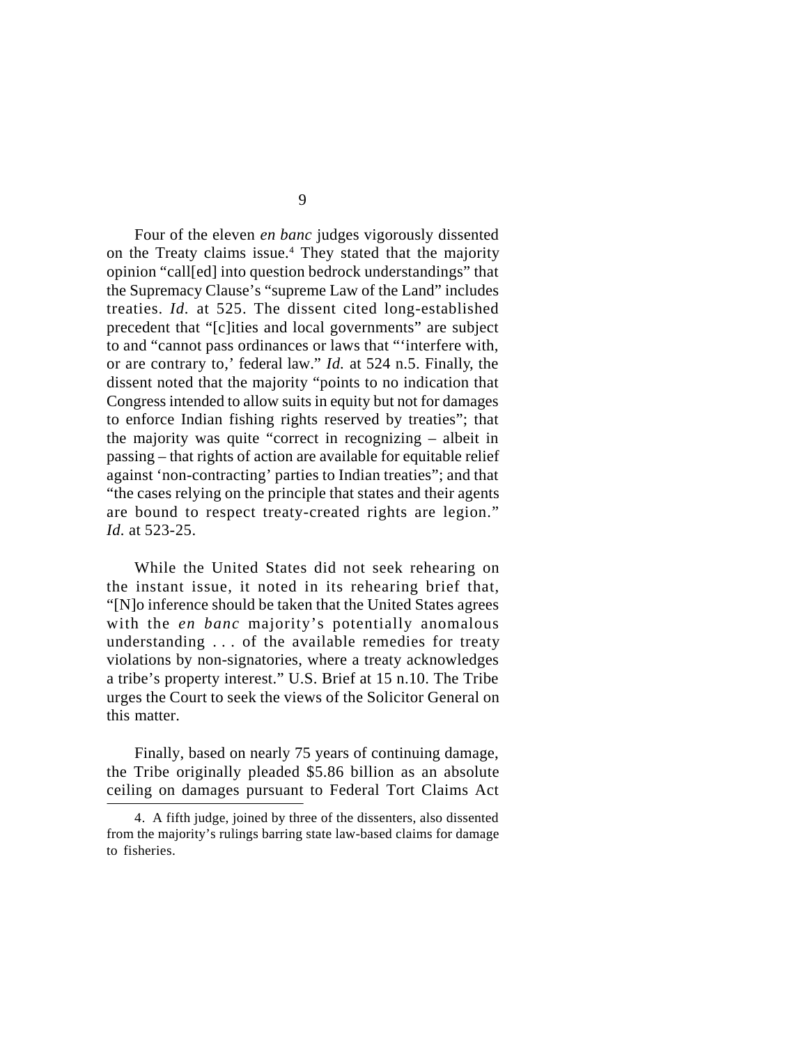Four of the eleven *en banc* judges vigorously dissented on the Treaty claims issue.[4] They stated that the majority opinion "call[ed] into question bedrock understandings" that the Supremacy Clause's "supreme Law of the Land" includes treaties. *Id.* at 525. The dissent cited long-established precedent that "[c]ities and local governments" are subject to and "cannot pass ordinances or laws that "'interfere with, or are contrary to,' federal law." *Id.* at 524 n.5. Finally, the dissent noted that the majority "points to no indication that Congress intended to allow suits in equity but not for damages to enforce Indian fishing rights reserved by treaties"; that the majority was quite "correct in recognizing – albeit in passing – that rights of action are available for equitable relief against 'non-contracting' parties to Indian treaties"; and that "the cases relying on the principle that states and their agents are bound to respect treaty-created rights are legion." *Id.* at 523-25.

While the United States did not seek rehearing on the instant issue, it noted in its rehearing brief that, "[N]o inference should be taken that the United States agrees with the *en banc* majority's potentially anomalous understanding . . . of the available remedies for treaty violations by non-signatories, where a treaty acknowledges a tribe's property interest." U.S. Brief at 15 n.10. The Tribe urges the Court to seek the views of the Solicitor General on this matter.

Finally, based on nearly 75 years of continuing damage, the Tribe originally pleaded $5.86 billion as an absolute ceiling on damages pursuant to Federal Tort Claims Act

---

4. A fifth judge, joined by three of the dissenters, also dissented from the majority's rulings barring state law-based claims for damage to fisheries.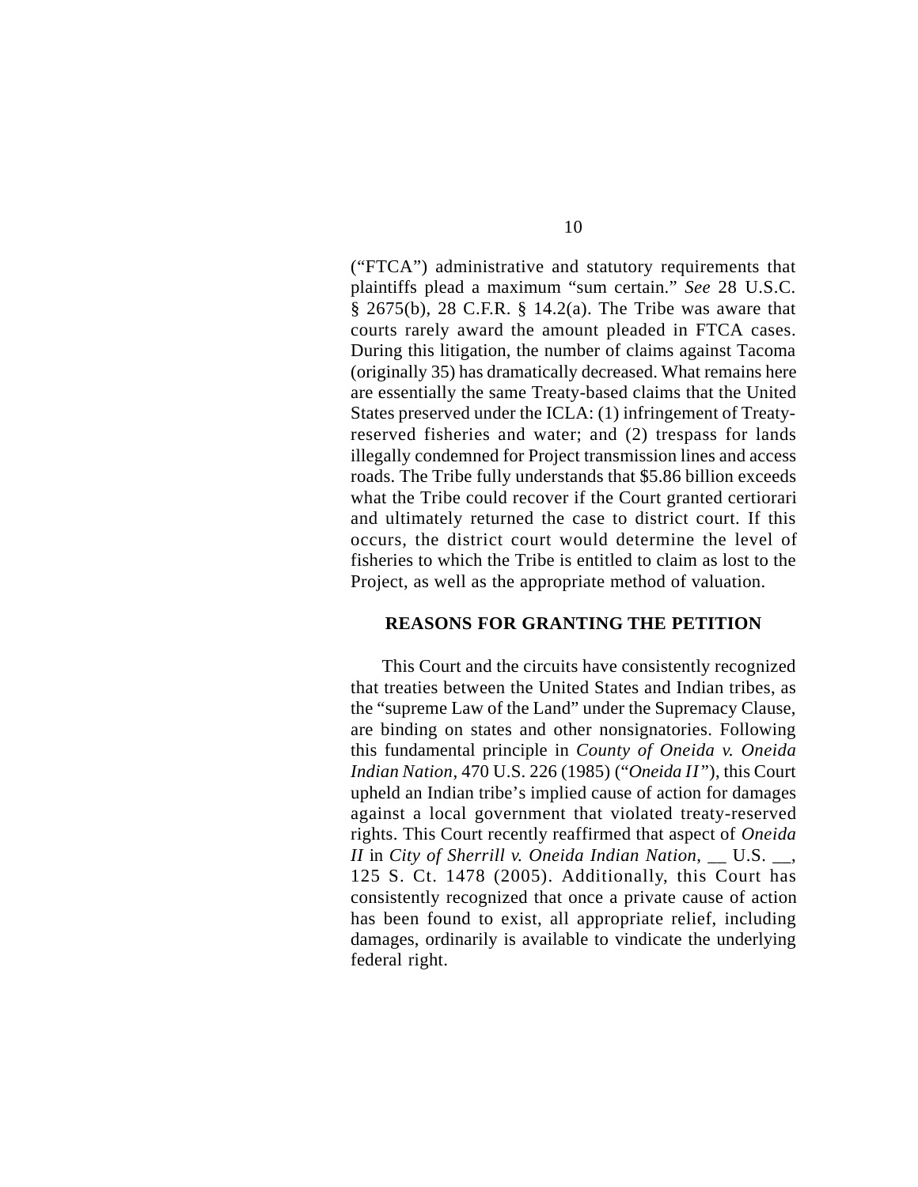("FTCA") administrative and statutory requirements that plaintiffs plead a maximum "sum certain." *See* 28 U.S.C. § 2675(b), 28 C.F.R. § 14.2(a). The Tribe was aware that courts rarely award the amount pleaded in FTCA cases. During this litigation, the number of claims against Tacoma (originally 35) has dramatically decreased. What remains here are essentially the same Treaty-based claims that the United States preserved under the ICLA: (1) infringement of Treaty-reserved fisheries and water; and (2) trespass for lands illegally condemned for Project transmission lines and access roads. The Tribe fully understands that $5.86 billion exceeds what the Tribe could recover if the Court granted certiorari and ultimately returned the case to district court. If this occurs, the district court would determine the level of fisheries to which the Tribe is entitled to claim as lost to the Project, as well as the appropriate method of valuation.

## REASONS FOR GRANTING THE PETITION

This Court and the circuits have consistently recognized that treaties between the United States and Indian tribes, as the "supreme Law of the Land" under the Supremacy Clause, are binding on states and other nonsignatories. Following this fundamental principle in *County of Oneida v. Oneida Indian Nation*, 470 U.S. 226 (1985) ("*Oneida II*"), this Court upheld an Indian tribe's implied cause of action for damages against a local government that violated treaty-reserved rights. This Court recently reaffirmed that aspect of *Oneida II* in *City of Sherrill v. Oneida Indian Nation*, __ U.S. __, 125 S. Ct. 1478 (2005). Additionally, this Court has consistently recognized that once a private cause of action has been found to exist, all appropriate relief, including damages, ordinarily is available to vindicate the underlying federal right.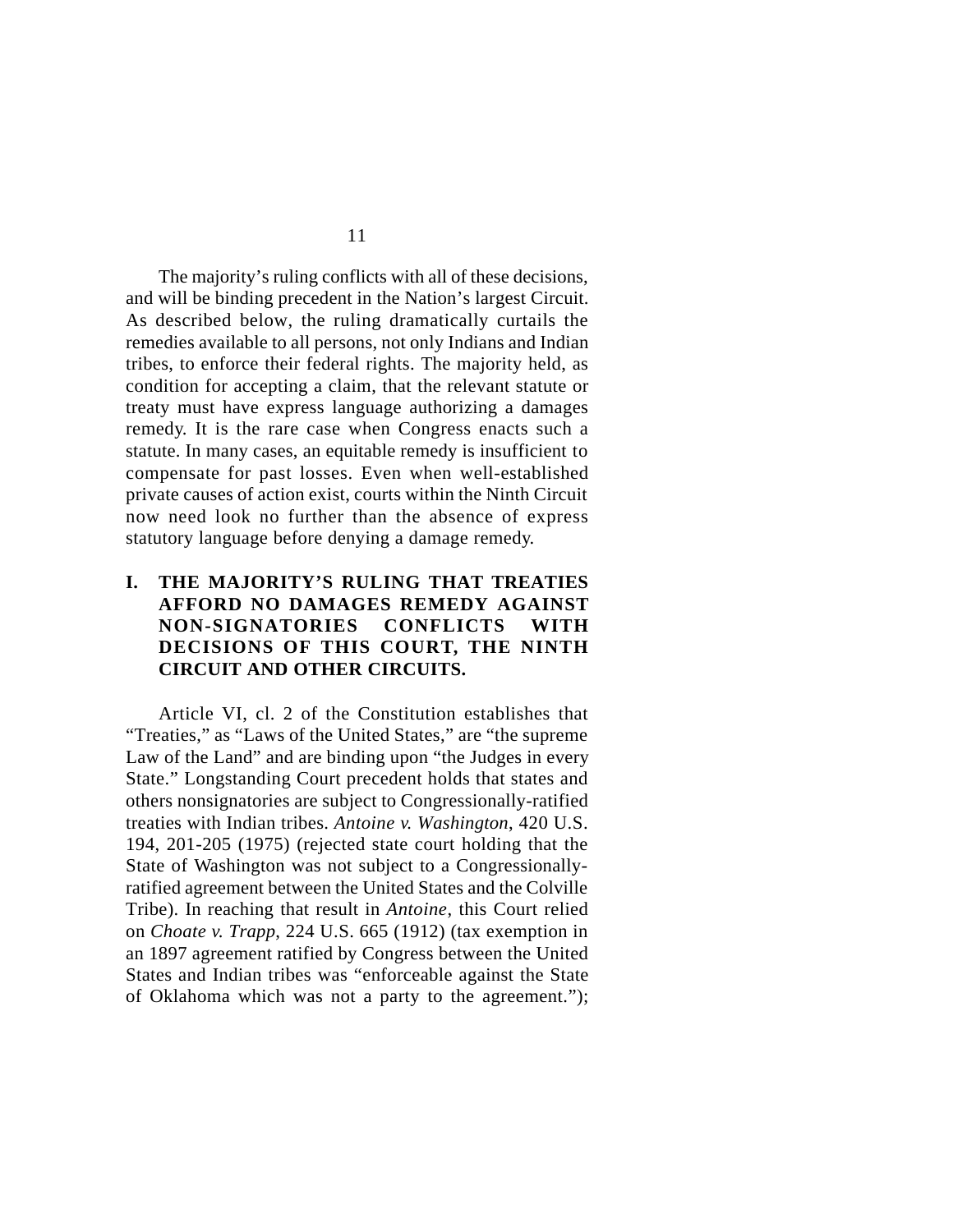The majority's ruling conflicts with all of these decisions, and will be binding precedent in the Nation's largest Circuit. As described below, the ruling dramatically curtails the remedies available to all persons, not only Indians and Indian tribes, to enforce their federal rights. The majority held, as condition for accepting a claim, that the relevant statute or treaty must have express language authorizing a damages remedy. It is the rare case when Congress enacts such a statute. In many cases, an equitable remedy is insufficient to compensate for past losses. Even when well-established private causes of action exist, courts within the Ninth Circuit now need look no further than the absence of express statutory language before denying a damage remedy.

## I. THE MAJORITY'S RULING THAT TREATIES AFFORD NO DAMAGES REMEDY AGAINST NON-SIGNATORIES CONFLICTS WITH DECISIONS OF THIS COURT, THE NINTH CIRCUIT AND OTHER CIRCUITS.

Article VI, cl. 2 of the Constitution establishes that "Treaties," as "Laws of the United States," are "the supreme Law of the Land" and are binding upon "the Judges in every State." Longstanding Court precedent holds that states and others nonsignatories are subject to Congressionally-ratified treaties with Indian tribes. *Antoine v. Washington*, 420 U.S. 194, 201-205 (1975) (rejected state court holding that the State of Washington was not subject to a Congressionally-ratified agreement between the United States and the Colville Tribe). In reaching that result in *Antoine*, this Court relied on *Choate v. Trapp*, 224 U.S. 665 (1912) (tax exemption in an 1897 agreement ratified by Congress between the United States and Indian tribes was "enforceable against the State of Oklahoma which was not a party to the agreement.");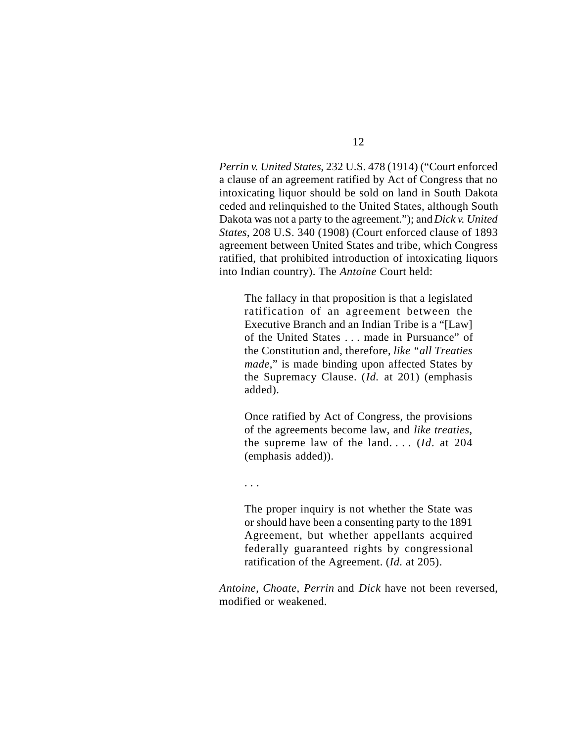*Perrin v. United States*, 232 U.S. 478 (1914) ("Court enforced a clause of an agreement ratified by Act of Congress that no intoxicating liquor should be sold on land in South Dakota ceded and relinquished to the United States, although South Dakota was not a party to the agreement."); and *Dick v. United States*, 208 U.S. 340 (1908) (Court enforced clause of 1893 agreement between United States and tribe, which Congress ratified, that prohibited introduction of intoxicating liquors into Indian country). The *Antoine* Court held:

> The fallacy in that proposition is that a legislated ratification of an agreement between the Executive Branch and an Indian Tribe is a "[Law] of the United States . . . made in Pursuance" of the Constitution and, therefore, *like "all Treaties made*," is made binding upon affected States by the Supremacy Clause. (*Id.* at 201) (emphasis added).
>
> Once ratified by Act of Congress, the provisions of the agreements become law, and *like treaties*, the supreme law of the land. . . . (*Id*. at 204 (emphasis added)).
>
> . . .
>
> The proper inquiry is not whether the State was or should have been a consenting party to the 1891 Agreement, but whether appellants acquired federally guaranteed rights by congressional ratification of the Agreement. (*Id.* at 205).

*Antoine*, *Choate*, *Perrin* and *Dick* have not been reversed, modified or weakened.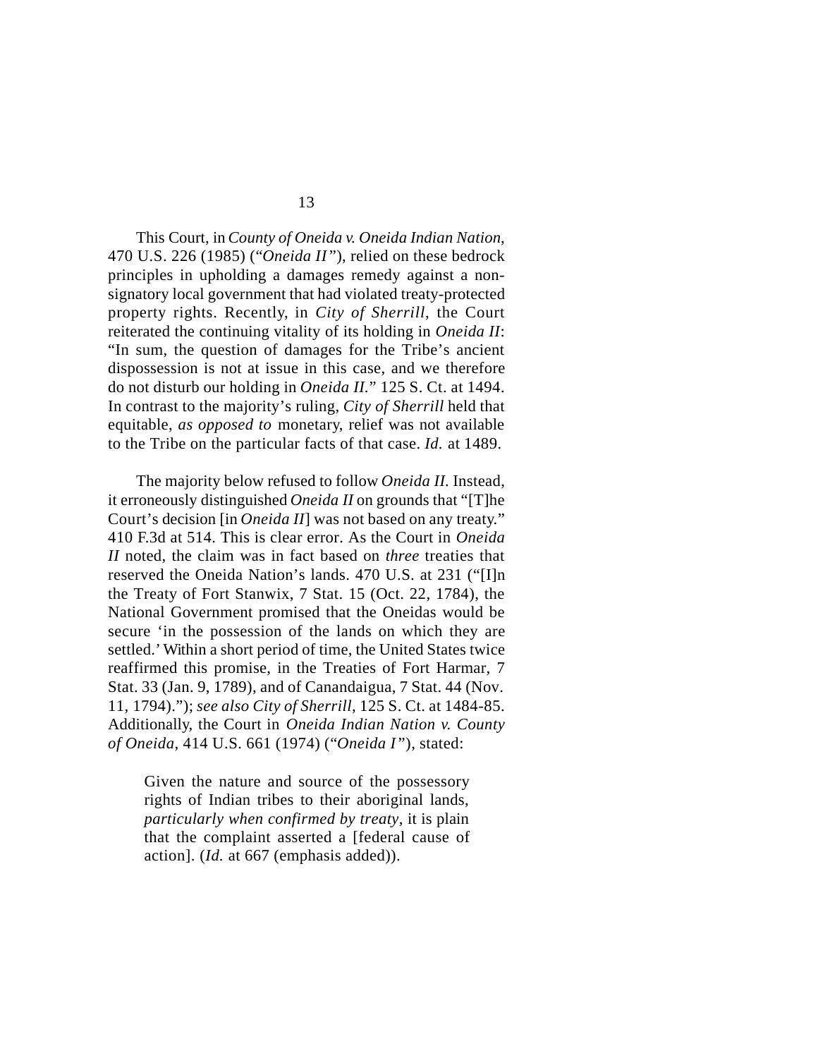This Court, in *County of Oneida v. Oneida Indian Nation*, 470 U.S. 226 (1985) ("*Oneida II*"), relied on these bedrock principles in upholding a damages remedy against a non-signatory local government that had violated treaty-protected property rights. Recently, in *City of Sherrill*, the Court reiterated the continuing vitality of its holding in *Oneida II*: "In sum, the question of damages for the Tribe's ancient dispossession is not at issue in this case, and we therefore do not disturb our holding in *Oneida II*." 125 S. Ct. at 1494. In contrast to the majority's ruling, *City of Sherrill* held that equitable, *as opposed to* monetary, relief was not available to the Tribe on the particular facts of that case. *Id.* at 1489.

The majority below refused to follow *Oneida II*. Instead, it erroneously distinguished *Oneida II* on grounds that "[T]he Court's decision [in *Oneida II*] was not based on any treaty." 410 F.3d at 514. This is clear error. As the Court in *Oneida II* noted, the claim was in fact based on *three* treaties that reserved the Oneida Nation's lands. 470 U.S. at 231 ("[I]n the Treaty of Fort Stanwix, 7 Stat. 15 (Oct. 22, 1784), the National Government promised that the Oneidas would be secure 'in the possession of the lands on which they are settled.' Within a short period of time, the United States twice reaffirmed this promise, in the Treaties of Fort Harmar, 7 Stat. 33 (Jan. 9, 1789), and of Canandaigua, 7 Stat. 44 (Nov. 11, 1794)."); *see also City of Sherrill*, 125 S. Ct. at 1484-85. Additionally, the Court in *Oneida Indian Nation v. County of Oneida*, 414 U.S. 661 (1974) ("*Oneida I*"), stated:

> Given the nature and source of the possessory rights of Indian tribes to their aboriginal lands, *particularly when confirmed by treaty*, it is plain that the complaint asserted a [federal cause of action]. (*Id.* at 667 (emphasis added)).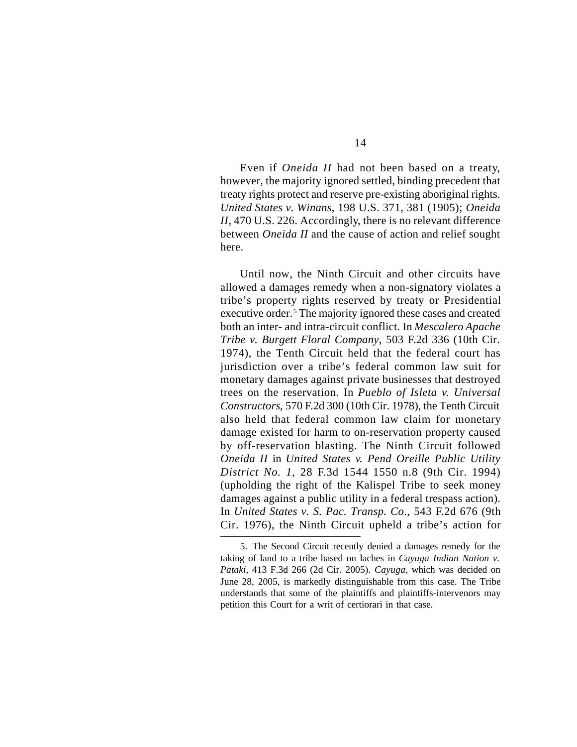Even if *Oneida II* had not been based on a treaty, however, the majority ignored settled, binding precedent that treaty rights protect and reserve pre-existing aboriginal rights. *United States v. Winans*, 198 U.S. 371, 381 (1905); *Oneida II*, 470 U.S. 226. Accordingly, there is no relevant difference between *Oneida II* and the cause of action and relief sought here.

Until now, the Ninth Circuit and other circuits have allowed a damages remedy when a non-signatory violates a tribe's property rights reserved by treaty or Presidential executive order.[5] The majority ignored these cases and created both an inter- and intra-circuit conflict. In *Mescalero Apache Tribe v. Burgett Floral Company*, 503 F.2d 336 (10th Cir. 1974), the Tenth Circuit held that the federal court has jurisdiction over a tribe's federal common law suit for monetary damages against private businesses that destroyed trees on the reservation. In *Pueblo of Isleta v. Universal Constructors*, 570 F.2d 300 (10th Cir. 1978), the Tenth Circuit also held that federal common law claim for monetary damage existed for harm to on-reservation property caused by off-reservation blasting. The Ninth Circuit followed *Oneida II* in *United States v. Pend Oreille Public Utility District No. 1*, 28 F.3d 1544 1550 n.8 (9th Cir. 1994) (upholding the right of the Kalispel Tribe to seek money damages against a public utility in a federal trespass action). In *United States v. S. Pac. Transp. Co.*, 543 F.2d 676 (9th Cir. 1976), the Ninth Circuit upheld a tribe's action for

5. The Second Circuit recently denied a damages remedy for the taking of land to a tribe based on laches in *Cayuga Indian Nation v. Pataki*, 413 F.3d 266 (2d Cir. 2005). *Cayuga*, which was decided on June 28, 2005, is markedly distinguishable from this case. The Tribe understands that some of the plaintiffs and plaintiffs-intervenors may petition this Court for a writ of certiorari in that case.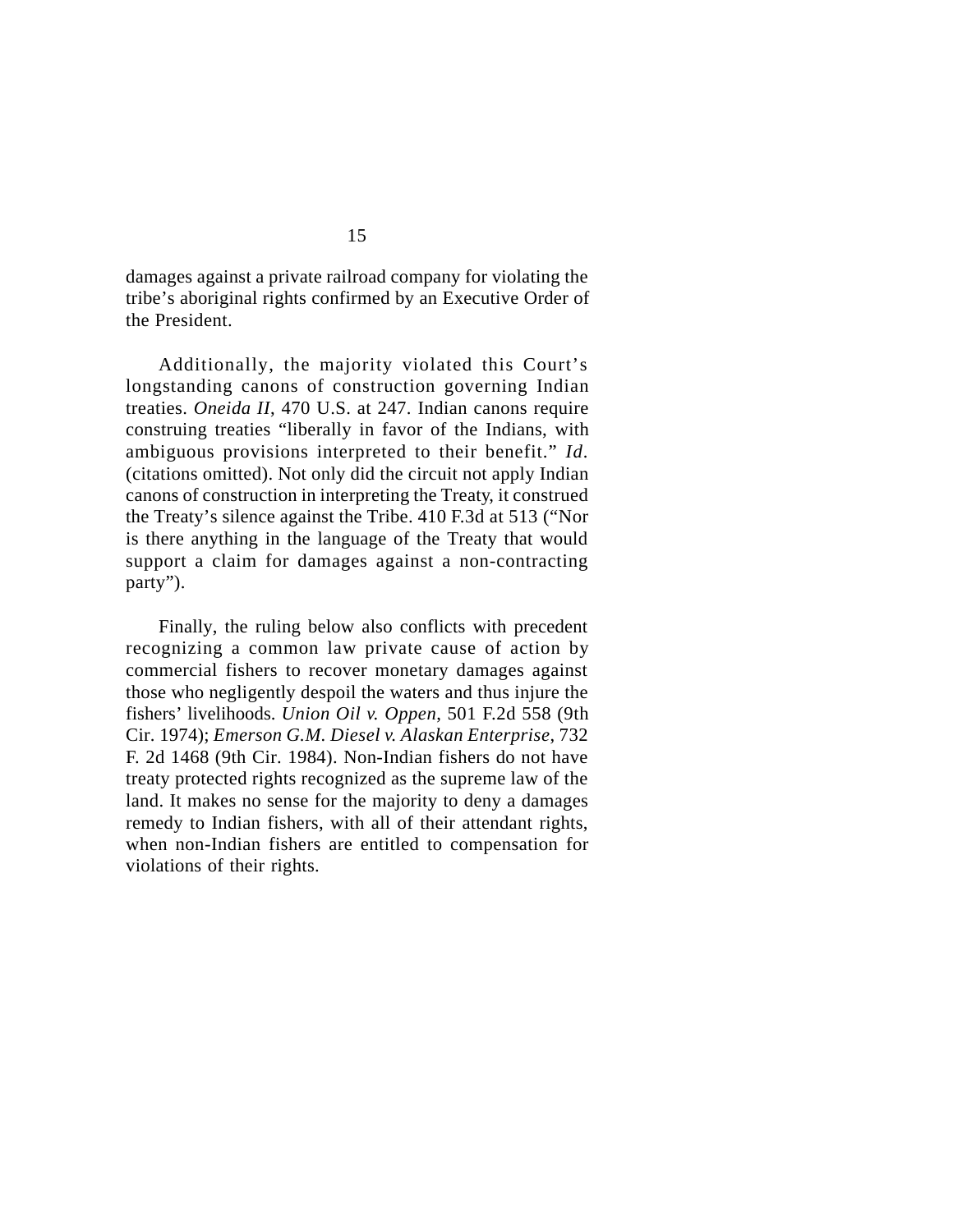damages against a private railroad company for violating the tribe's aboriginal rights confirmed by an Executive Order of the President.

Additionally, the majority violated this Court's longstanding canons of construction governing Indian treaties. *Oneida II*, 470 U.S. at 247. Indian canons require construing treaties "liberally in favor of the Indians, with ambiguous provisions interpreted to their benefit." *Id*. (citations omitted). Not only did the circuit not apply Indian canons of construction in interpreting the Treaty, it construed the Treaty's silence against the Tribe. 410 F.3d at 513 ("Nor is there anything in the language of the Treaty that would support a claim for damages against a non-contracting party").

Finally, the ruling below also conflicts with precedent recognizing a common law private cause of action by commercial fishers to recover monetary damages against those who negligently despoil the waters and thus injure the fishers' livelihoods. *Union Oil v. Oppen*, 501 F.2d 558 (9th Cir. 1974); *Emerson G.M. Diesel v. Alaskan Enterprise*, 732 F. 2d 1468 (9th Cir. 1984). Non-Indian fishers do not have treaty protected rights recognized as the supreme law of the land. It makes no sense for the majority to deny a damages remedy to Indian fishers, with all of their attendant rights, when non-Indian fishers are entitled to compensation for violations of their rights.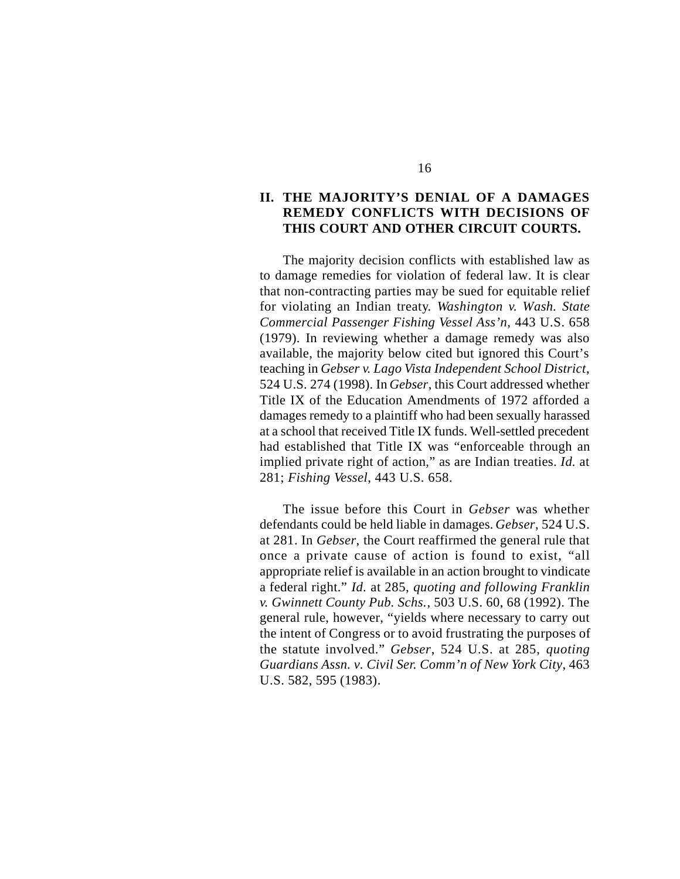## II. THE MAJORITY'S DENIAL OF A DAMAGES REMEDY CONFLICTS WITH DECISIONS OF THIS COURT AND OTHER CIRCUIT COURTS.

The majority decision conflicts with established law as to damage remedies for violation of federal law. It is clear that non-contracting parties may be sued for equitable relief for violating an Indian treaty. *Washington v. Wash. State Commercial Passenger Fishing Vessel Ass'n*, 443 U.S. 658 (1979). In reviewing whether a damage remedy was also available, the majority below cited but ignored this Court's teaching in *Gebser v. Lago Vista Independent School District*, 524 U.S. 274 (1998). In *Gebser*, this Court addressed whether Title IX of the Education Amendments of 1972 afforded a damages remedy to a plaintiff who had been sexually harassed at a school that received Title IX funds. Well-settled precedent had established that Title IX was "enforceable through an implied private right of action," as are Indian treaties. *Id.* at 281; *Fishing Vessel*, 443 U.S. 658.

The issue before this Court in *Gebser* was whether defendants could be held liable in damages. *Gebser*, 524 U.S. at 281. In *Gebser*, the Court reaffirmed the general rule that once a private cause of action is found to exist, "all appropriate relief is available in an action brought to vindicate a federal right." *Id.* at 285, *quoting and following Franklin v. Gwinnett County Pub. Schs.*, 503 U.S. 60, 68 (1992). The general rule, however, "yields where necessary to carry out the intent of Congress or to avoid frustrating the purposes of the statute involved." *Gebser*, 524 U.S. at 285, *quoting Guardians Assn. v. Civil Ser. Comm'n of New York City*, 463 U.S. 582, 595 (1983).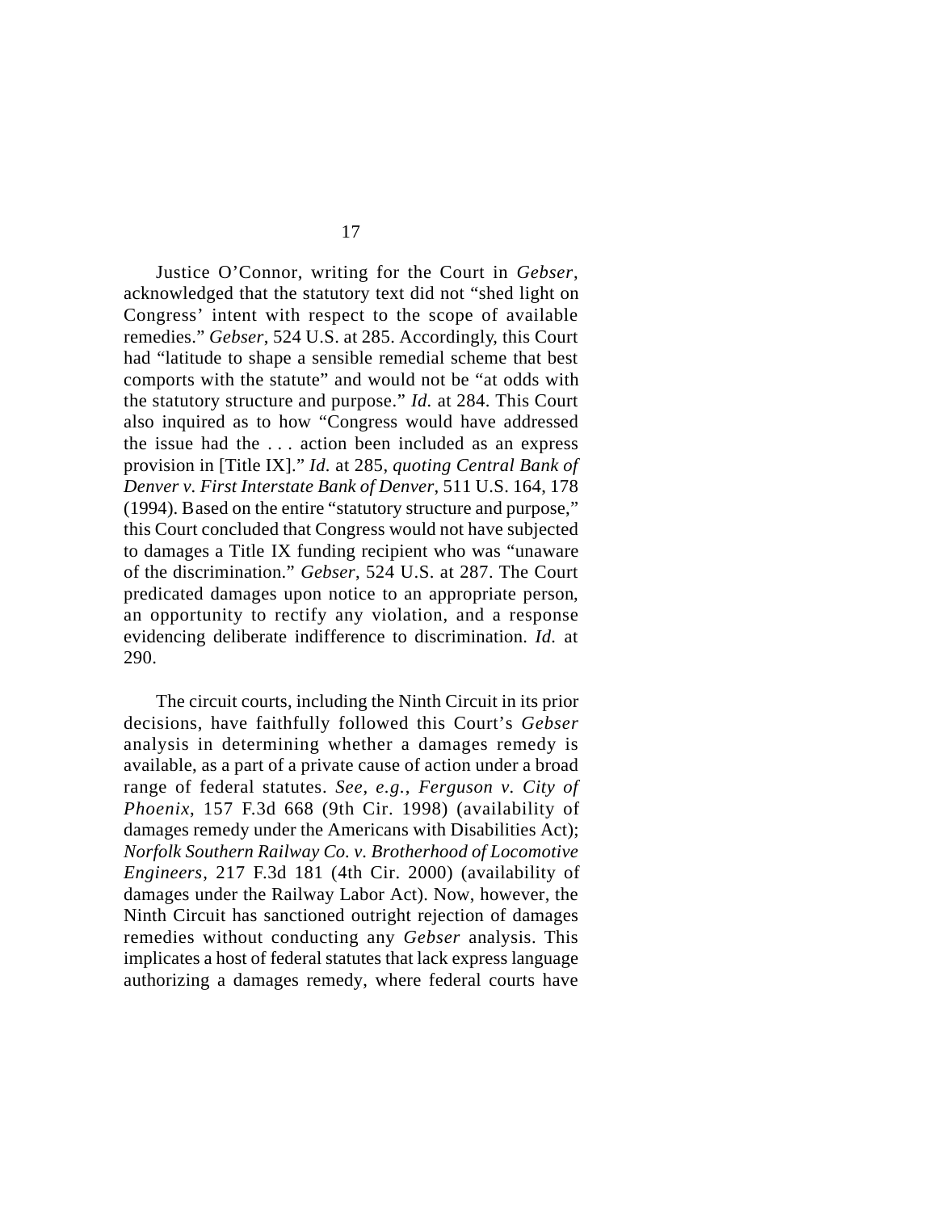Justice O'Connor, writing for the Court in *Gebser*, acknowledged that the statutory text did not "shed light on Congress' intent with respect to the scope of available remedies." *Gebser*, 524 U.S. at 285. Accordingly, this Court had "latitude to shape a sensible remedial scheme that best comports with the statute" and would not be "at odds with the statutory structure and purpose." *Id.* at 284. This Court also inquired as to how "Congress would have addressed the issue had the . . . action been included as an express provision in [Title IX]." *Id.* at 285, *quoting Central Bank of Denver v. First Interstate Bank of Denver*, 511 U.S. 164, 178 (1994). Based on the entire "statutory structure and purpose," this Court concluded that Congress would not have subjected to damages a Title IX funding recipient who was "unaware of the discrimination." *Gebser*, 524 U.S. at 287. The Court predicated damages upon notice to an appropriate person, an opportunity to rectify any violation, and a response evidencing deliberate indifference to discrimination. *Id.* at 290.

The circuit courts, including the Ninth Circuit in its prior decisions, have faithfully followed this Court's *Gebser* analysis in determining whether a damages remedy is available, as a part of a private cause of action under a broad range of federal statutes. *See, e.g., Ferguson v. City of Phoenix*, 157 F.3d 668 (9th Cir. 1998) (availability of damages remedy under the Americans with Disabilities Act); *Norfolk Southern Railway Co. v. Brotherhood of Locomotive Engineers*, 217 F.3d 181 (4th Cir. 2000) (availability of damages under the Railway Labor Act). Now, however, the Ninth Circuit has sanctioned outright rejection of damages remedies without conducting any *Gebser* analysis. This implicates a host of federal statutes that lack express language authorizing a damages remedy, where federal courts have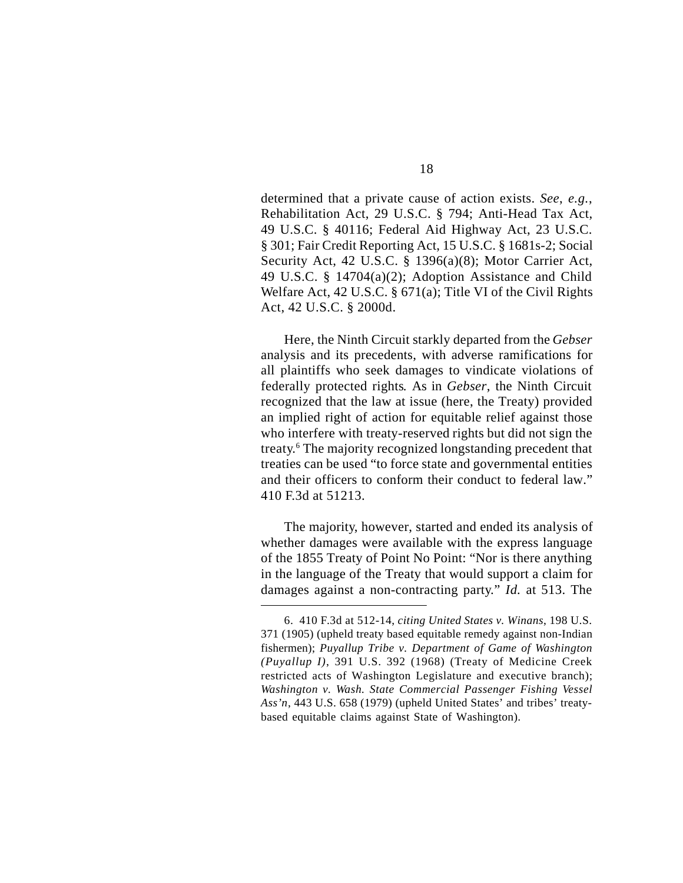determined that a private cause of action exists. *See, e.g.*, Rehabilitation Act, 29 U.S.C. § 794; Anti-Head Tax Act, 49 U.S.C. § 40116; Federal Aid Highway Act, 23 U.S.C. § 301; Fair Credit Reporting Act, 15 U.S.C. § 1681s-2; Social Security Act, 42 U.S.C. § 1396(a)(8); Motor Carrier Act, 49 U.S.C. § 14704(a)(2); Adoption Assistance and Child Welfare Act, 42 U.S.C. § 671(a); Title VI of the Civil Rights Act, 42 U.S.C. § 2000d.

Here, the Ninth Circuit starkly departed from the *Gebser* analysis and its precedents, with adverse ramifications for all plaintiffs who seek damages to vindicate violations of federally protected rights. As in *Gebser*, the Ninth Circuit recognized that the law at issue (here, the Treaty) provided an implied right of action for equitable relief against those who interfere with treaty-reserved rights but did not sign the treaty.[6] The majority recognized longstanding precedent that treaties can be used "to force state and governmental entities and their officers to conform their conduct to federal law." 410 F.3d at 51213.

The majority, however, started and ended its analysis of whether damages were available with the express language of the 1855 Treaty of Point No Point: "Nor is there anything in the language of the Treaty that would support a claim for damages against a non-contracting party." *Id.* at 513. The

---

6. 410 F.3d at 512-14, *citing United States v. Winans*, 198 U.S. 371 (1905) (upheld treaty based equitable remedy against non-Indian fishermen); *Puyallup Tribe v. Department of Game of Washington (Puyallup I)*, 391 U.S. 392 (1968) (Treaty of Medicine Creek restricted acts of Washington Legislature and executive branch); *Washington v. Wash. State Commercial Passenger Fishing Vessel Ass'n*, 443 U.S. 658 (1979) (upheld United States' and tribes' treaty-based equitable claims against State of Washington).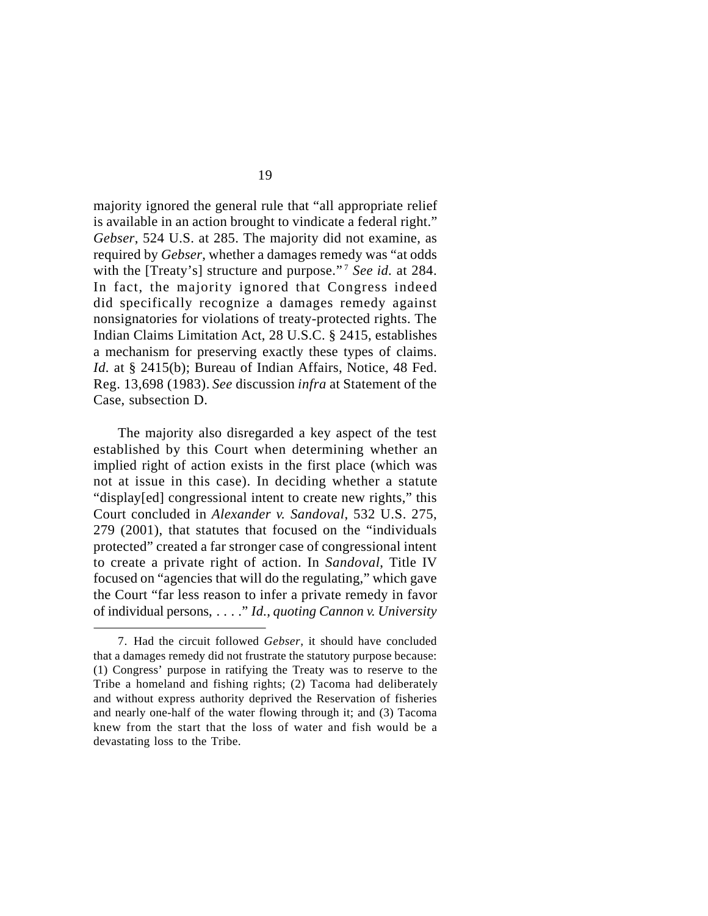majority ignored the general rule that "all appropriate relief is available in an action brought to vindicate a federal right." *Gebser*, 524 U.S. at 285. The majority did not examine, as required by *Gebser*, whether a damages remedy was "at odds with the [Treaty's] structure and purpose."[7] *See id.* at 284. In fact, the majority ignored that Congress indeed did specifically recognize a damages remedy against nonsignatories for violations of treaty-protected rights. The Indian Claims Limitation Act, 28 U.S.C. § 2415, establishes a mechanism for preserving exactly these types of claims. *Id.* at § 2415(b); Bureau of Indian Affairs, Notice, 48 Fed. Reg. 13,698 (1983). *See* discussion *infra* at Statement of the Case, subsection D.

The majority also disregarded a key aspect of the test established by this Court when determining whether an implied right of action exists in the first place (which was not at issue in this case). In deciding whether a statute "display[ed] congressional intent to create new rights," this Court concluded in *Alexander v. Sandoval*, 532 U.S. 275, 279 (2001), that statutes that focused on the "individuals protected" created a far stronger case of congressional intent to create a private right of action. In *Sandoval*, Title IV focused on "agencies that will do the regulating," which gave the Court "far less reason to infer a private remedy in favor of individual persons, . . . ." *Id.*, *quoting Cannon v. University*

---

7. Had the circuit followed *Gebser*, it should have concluded that a damages remedy did not frustrate the statutory purpose because: (1) Congress' purpose in ratifying the Treaty was to reserve to the Tribe a homeland and fishing rights; (2) Tacoma had deliberately and without express authority deprived the Reservation of fisheries and nearly one-half of the water flowing through it; and (3) Tacoma knew from the start that the loss of water and fish would be a devastating loss to the Tribe.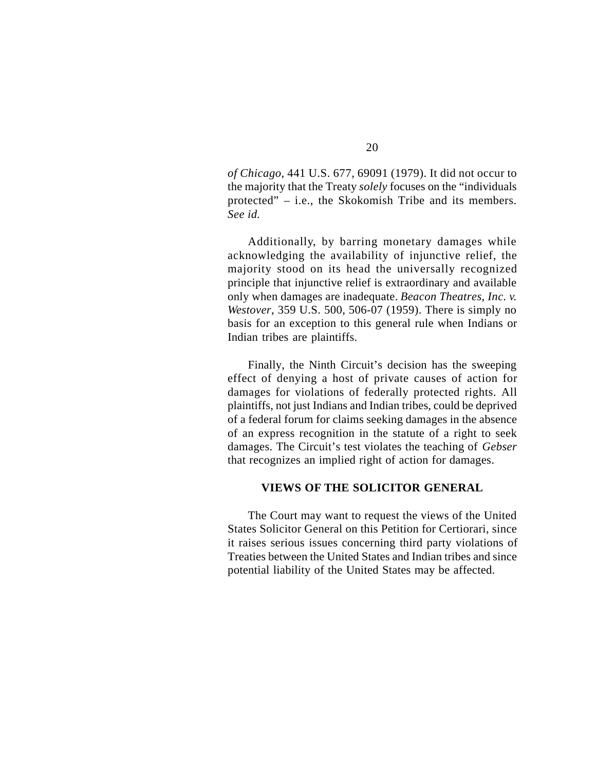*of Chicago*, 441 U.S. 677, 69091 (1979). It did not occur to the majority that the Treaty *solely* focuses on the "individuals protected" – i.e., the Skokomish Tribe and its members. *See id.*

Additionally, by barring monetary damages while acknowledging the availability of injunctive relief, the majority stood on its head the universally recognized principle that injunctive relief is extraordinary and available only when damages are inadequate. *Beacon Theatres, Inc. v. Westover*, 359 U.S. 500, 506-07 (1959). There is simply no basis for an exception to this general rule when Indians or Indian tribes are plaintiffs.

Finally, the Ninth Circuit's decision has the sweeping effect of denying a host of private causes of action for damages for violations of federally protected rights. All plaintiffs, not just Indians and Indian tribes, could be deprived of a federal forum for claims seeking damages in the absence of an express recognition in the statute of a right to seek damages. The Circuit's test violates the teaching of *Gebser* that recognizes an implied right of action for damages.

## VIEWS OF THE SOLICITOR GENERAL

The Court may want to request the views of the United States Solicitor General on this Petition for Certiorari, since it raises serious issues concerning third party violations of Treaties between the United States and Indian tribes and since potential liability of the United States may be affected.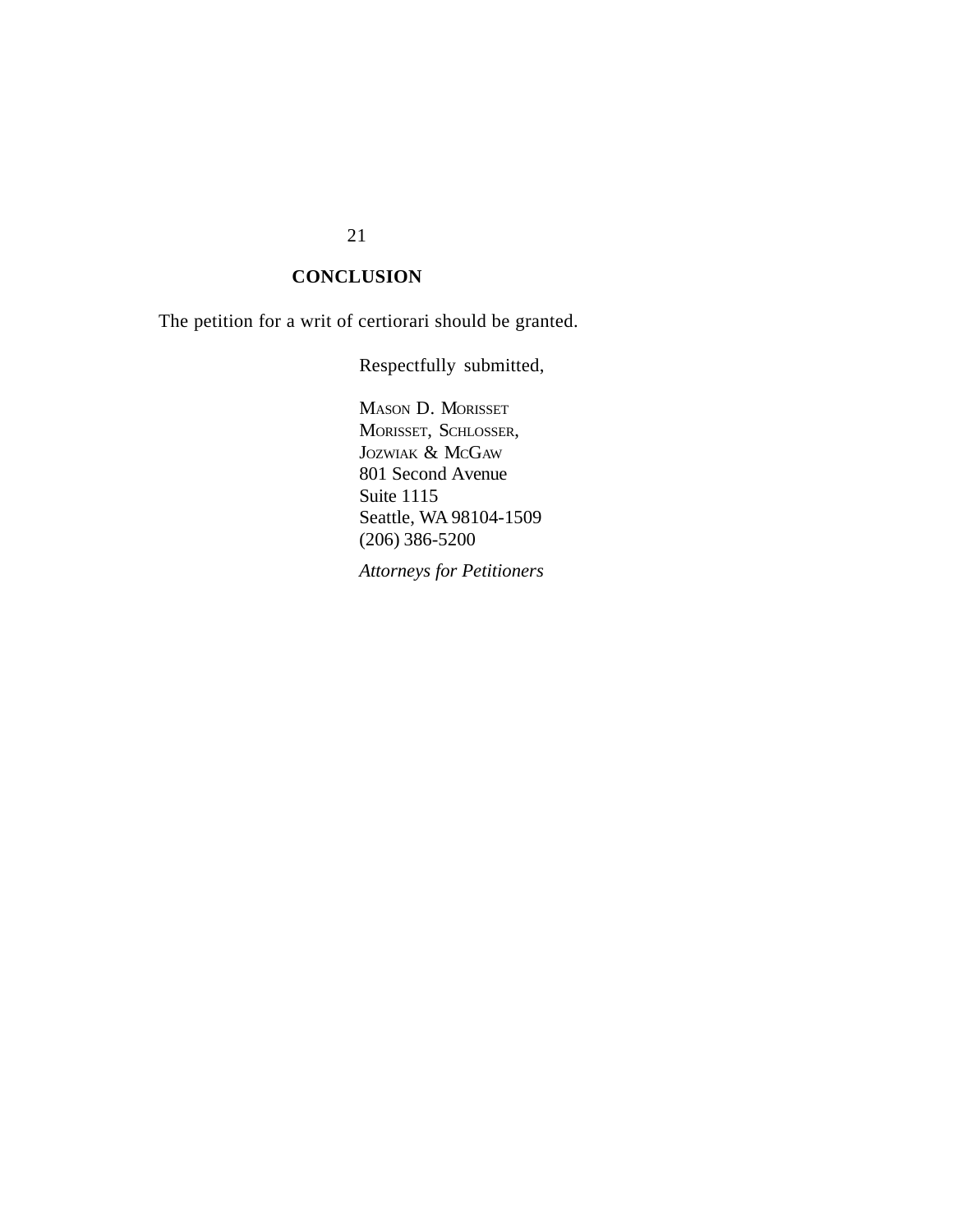## CONCLUSION

The petition for a writ of certiorari should be granted.

Respectfully submitted,

MASON D. MORISSET
MORISSET, SCHLOSSER,
JOZWIAK & MCGAW
801 Second Avenue
Suite 1115
Seattle, WA 98104-1509
(206) 386-5200

*Attorneys for Petitioners*